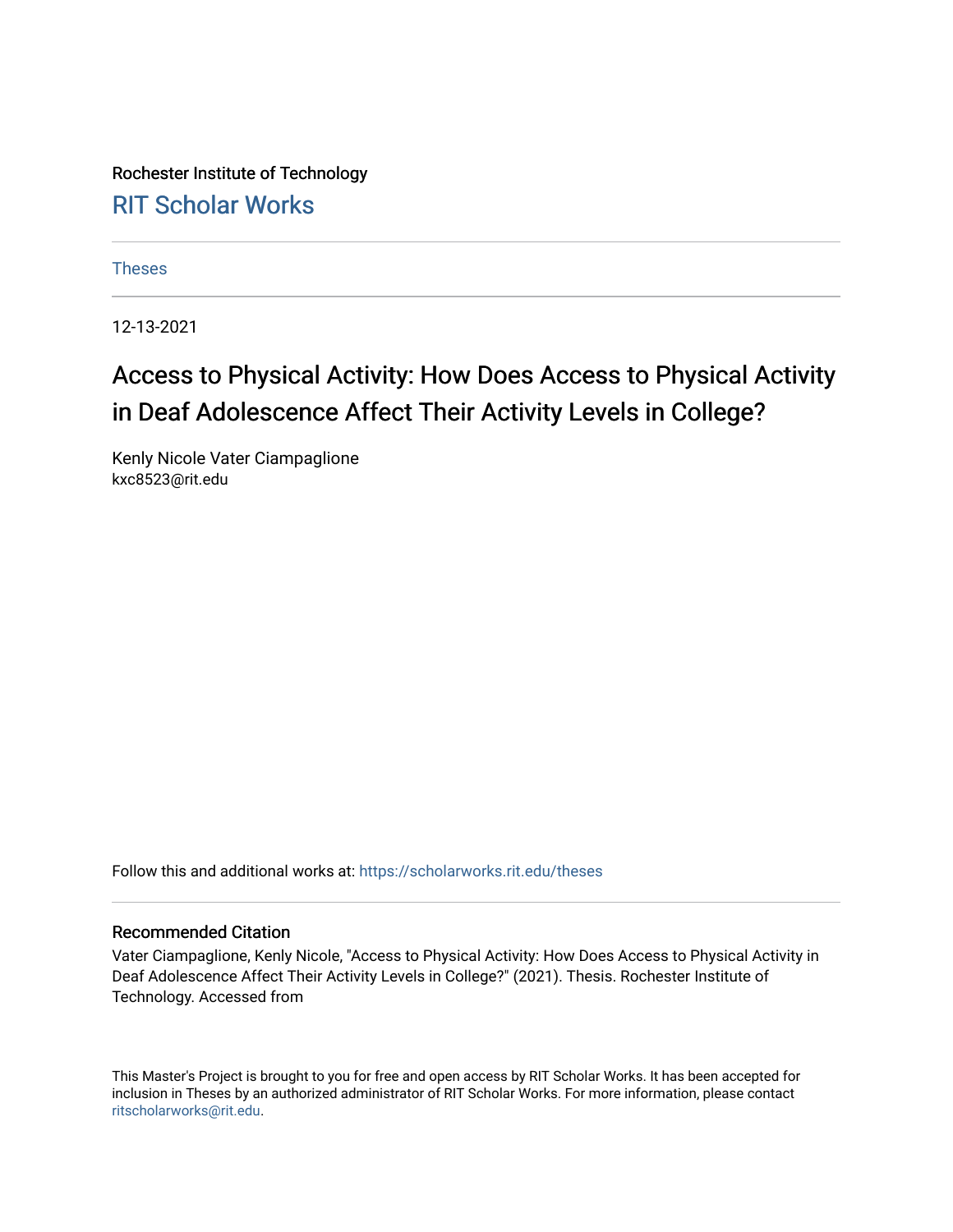Rochester Institute of Technology

[RIT Scholar Works](https://scholarworks.rit.edu/)

[Theses](https://scholarworks.rit.edu/theses)

12-13-2021

# Access to Physical Activity: How Does Access to Physical Activity in Deaf Adolescence Affect Their Activity Levels in College?

Kenly Nicole Vater Ciampaglione
kxc8523@rit.edu

Follow this and additional works at: https://scholarworks.rit.edu/theses

## Recommended Citation

Vater Ciampaglione, Kenly Nicole, "Access to Physical Activity: How Does Access to Physical Activity in Deaf Adolescence Affect Their Activity Levels in College?" (2021). Thesis. Rochester Institute of Technology. Accessed from

This Master's Project is brought to you for free and open access by RIT Scholar Works. It has been accepted for inclusion in Theses by an authorized administrator of RIT Scholar Works. For more information, please contact ritscholarworks@rit.edu.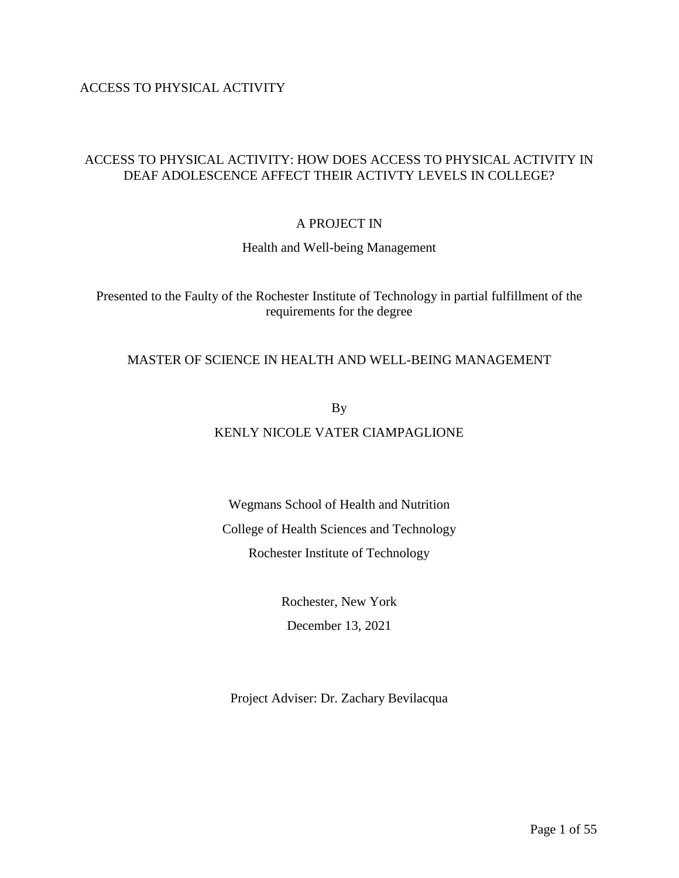# ACCESS TO PHYSICAL ACTIVITY: HOW DOES ACCESS TO PHYSICAL ACTIVITY IN DEAF ADOLESCENCE AFFECT THEIR ACTIVTY LEVELS IN COLLEGE?

A PROJECT IN

Health and Well-being Management

Presented to the Faulty of the Rochester Institute of Technology in partial fulfillment of the requirements for the degree

MASTER OF SCIENCE IN HEALTH AND WELL-BEING MANAGEMENT

By

KENLY NICOLE VATER CIAMPAGLIONE

Wegmans School of Health and Nutrition

College of Health Sciences and Technology

Rochester Institute of Technology

Rochester, New York

December 13, 2021

Project Adviser: Dr. Zachary Bevilacqua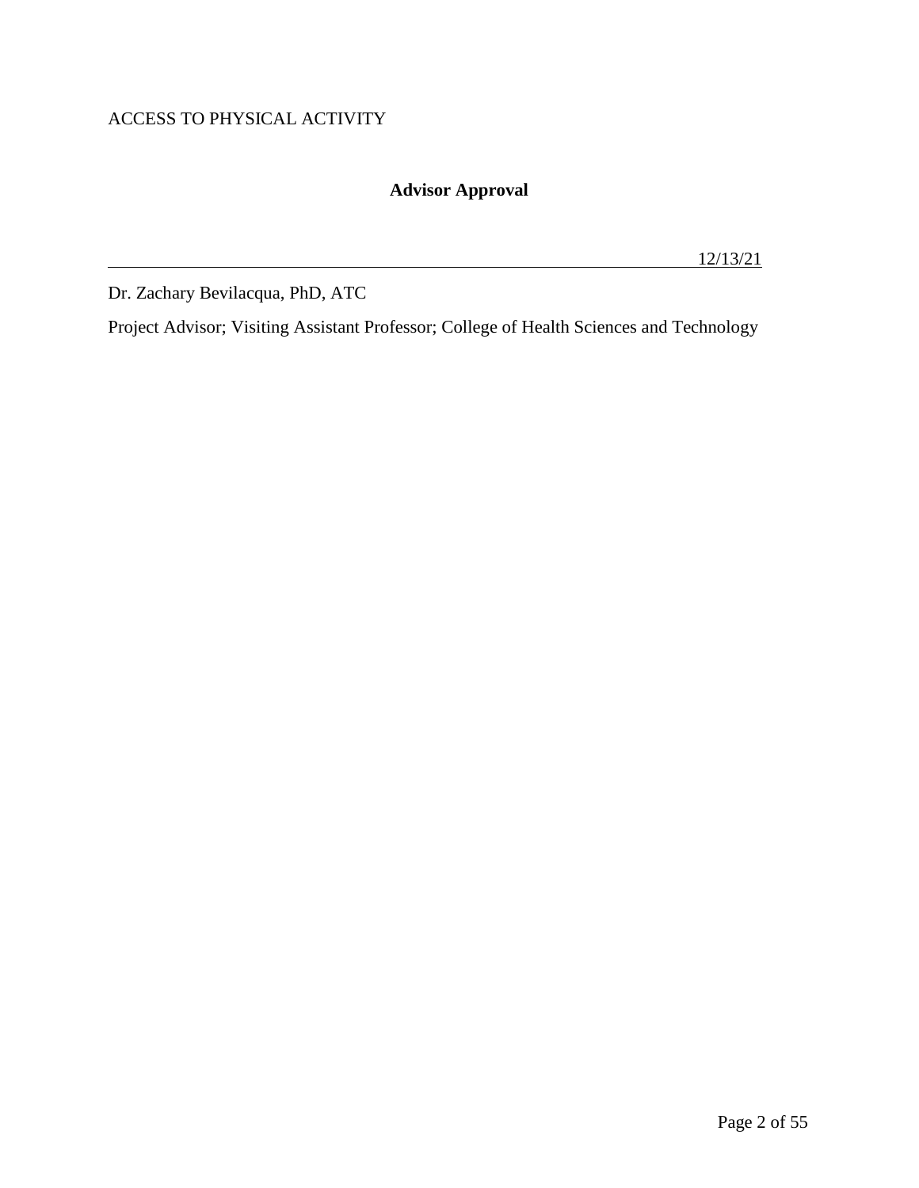## Advisor Approval

\_\_\_\_\_\_\_\_\_\_\_\_\_\_\_\_\_\_\_\_\_\_\_\_\_\_\_\_\_\_\_\_\_\_\_\_\_\_\_\_\_\_\_\_\_\_\_\_\_\_\_\_\_\_\_\_\_\_\_\_ 12/13/21

Dr. Zachary Bevilacqua, PhD, ATC

Project Advisor; Visiting Assistant Professor; College of Health Sciences and Technology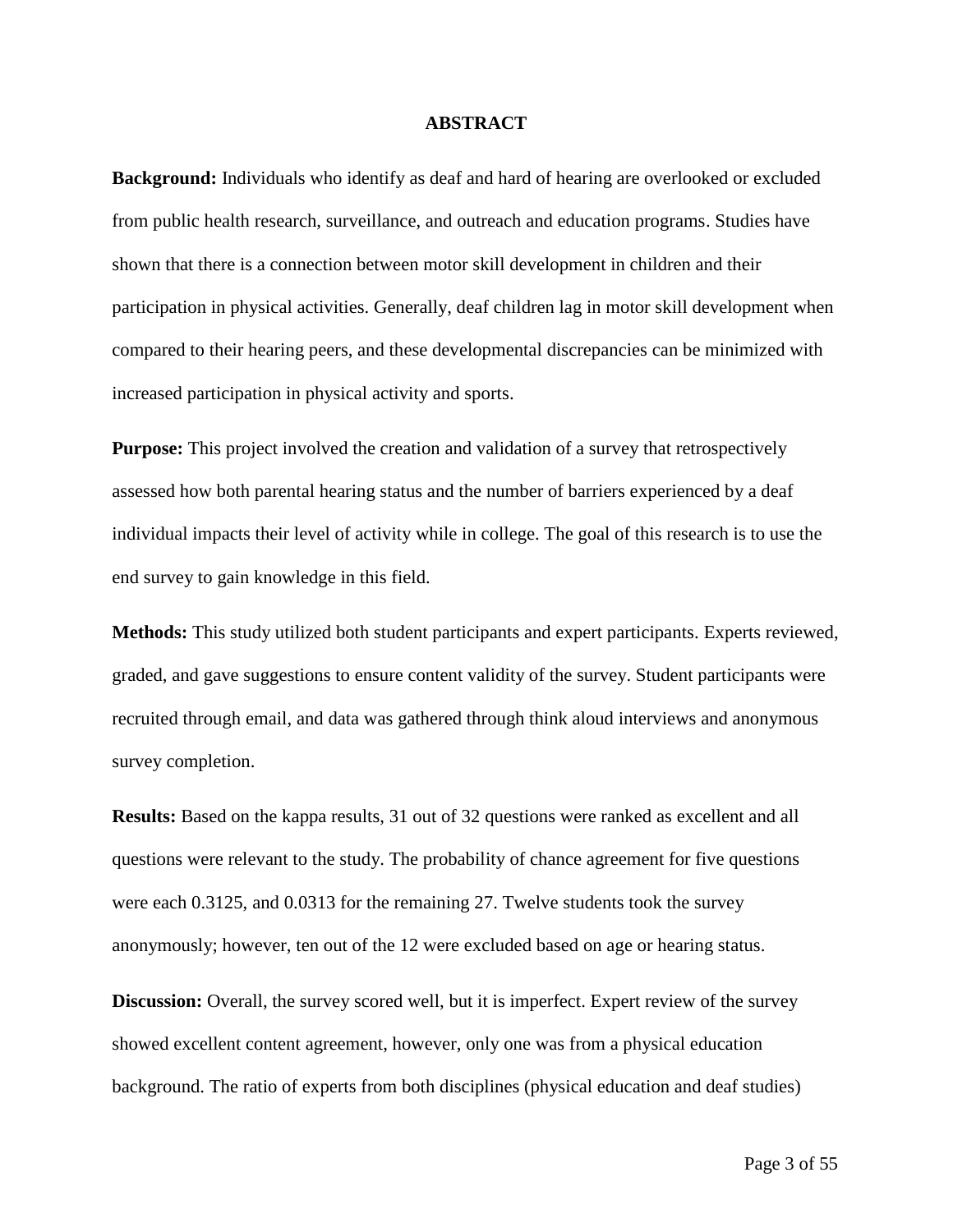# ABSTRACT

**Background:** Individuals who identify as deaf and hard of hearing are overlooked or excluded from public health research, surveillance, and outreach and education programs. Studies have shown that there is a connection between motor skill development in children and their participation in physical activities. Generally, deaf children lag in motor skill development when compared to their hearing peers, and these developmental discrepancies can be minimized with increased participation in physical activity and sports.

**Purpose:** This project involved the creation and validation of a survey that retrospectively assessed how both parental hearing status and the number of barriers experienced by a deaf individual impacts their level of activity while in college. The goal of this research is to use the end survey to gain knowledge in this field.

**Methods:** This study utilized both student participants and expert participants. Experts reviewed, graded, and gave suggestions to ensure content validity of the survey. Student participants were recruited through email, and data was gathered through think aloud interviews and anonymous survey completion.

**Results:** Based on the kappa results, 31 out of 32 questions were ranked as excellent and all questions were relevant to the study. The probability of chance agreement for five questions were each 0.3125, and 0.0313 for the remaining 27. Twelve students took the survey anonymously; however, ten out of the 12 were excluded based on age or hearing status.

**Discussion:** Overall, the survey scored well, but it is imperfect. Expert review of the survey showed excellent content agreement, however, only one was from a physical education background. The ratio of experts from both disciplines (physical education and deaf studies)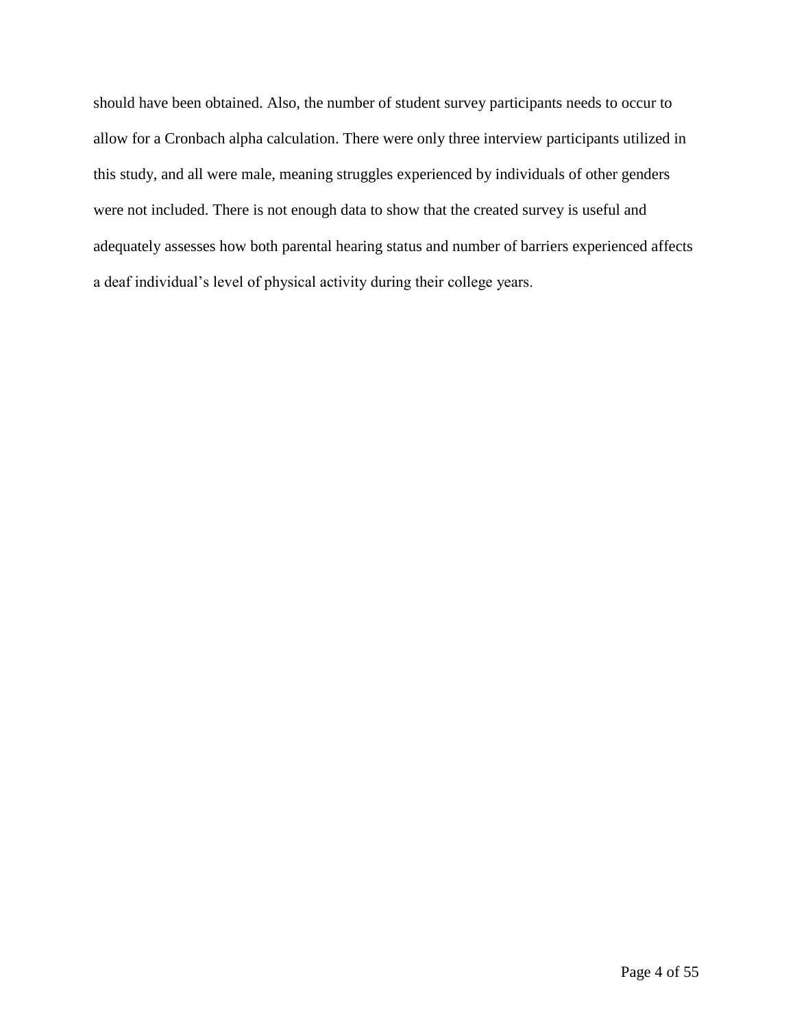should have been obtained. Also, the number of student survey participants needs to occur to allow for a Cronbach alpha calculation. There were only three interview participants utilized in this study, and all were male, meaning struggles experienced by individuals of other genders were not included. There is not enough data to show that the created survey is useful and adequately assesses how both parental hearing status and number of barriers experienced affects a deaf individual's level of physical activity during their college years.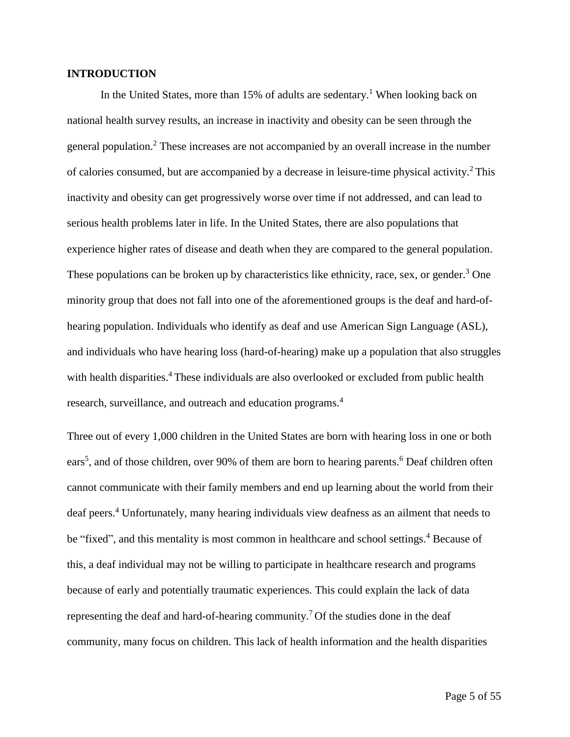## INTRODUCTION

In the United States, more than 15% of adults are sedentary.[1] When looking back on national health survey results, an increase in inactivity and obesity can be seen through the general population.[2] These increases are not accompanied by an overall increase in the number of calories consumed, but are accompanied by a decrease in leisure-time physical activity.[2] This inactivity and obesity can get progressively worse over time if not addressed, and can lead to serious health problems later in life. In the United States, there are also populations that experience higher rates of disease and death when they are compared to the general population. These populations can be broken up by characteristics like ethnicity, race, sex, or gender.[3] One minority group that does not fall into one of the aforementioned groups is the deaf and hard-of-hearing population. Individuals who identify as deaf and use American Sign Language (ASL), and individuals who have hearing loss (hard-of-hearing) make up a population that also struggles with health disparities.[4] These individuals are also overlooked or excluded from public health research, surveillance, and outreach and education programs.[4]

Three out of every 1,000 children in the United States are born with hearing loss in one or both ears[5], and of those children, over 90% of them are born to hearing parents.[6] Deaf children often cannot communicate with their family members and end up learning about the world from their deaf peers.[4] Unfortunately, many hearing individuals view deafness as an ailment that needs to be "fixed", and this mentality is most common in healthcare and school settings.[4] Because of this, a deaf individual may not be willing to participate in healthcare research and programs because of early and potentially traumatic experiences. This could explain the lack of data representing the deaf and hard-of-hearing community.[7] Of the studies done in the deaf community, many focus on children. This lack of health information and the health disparities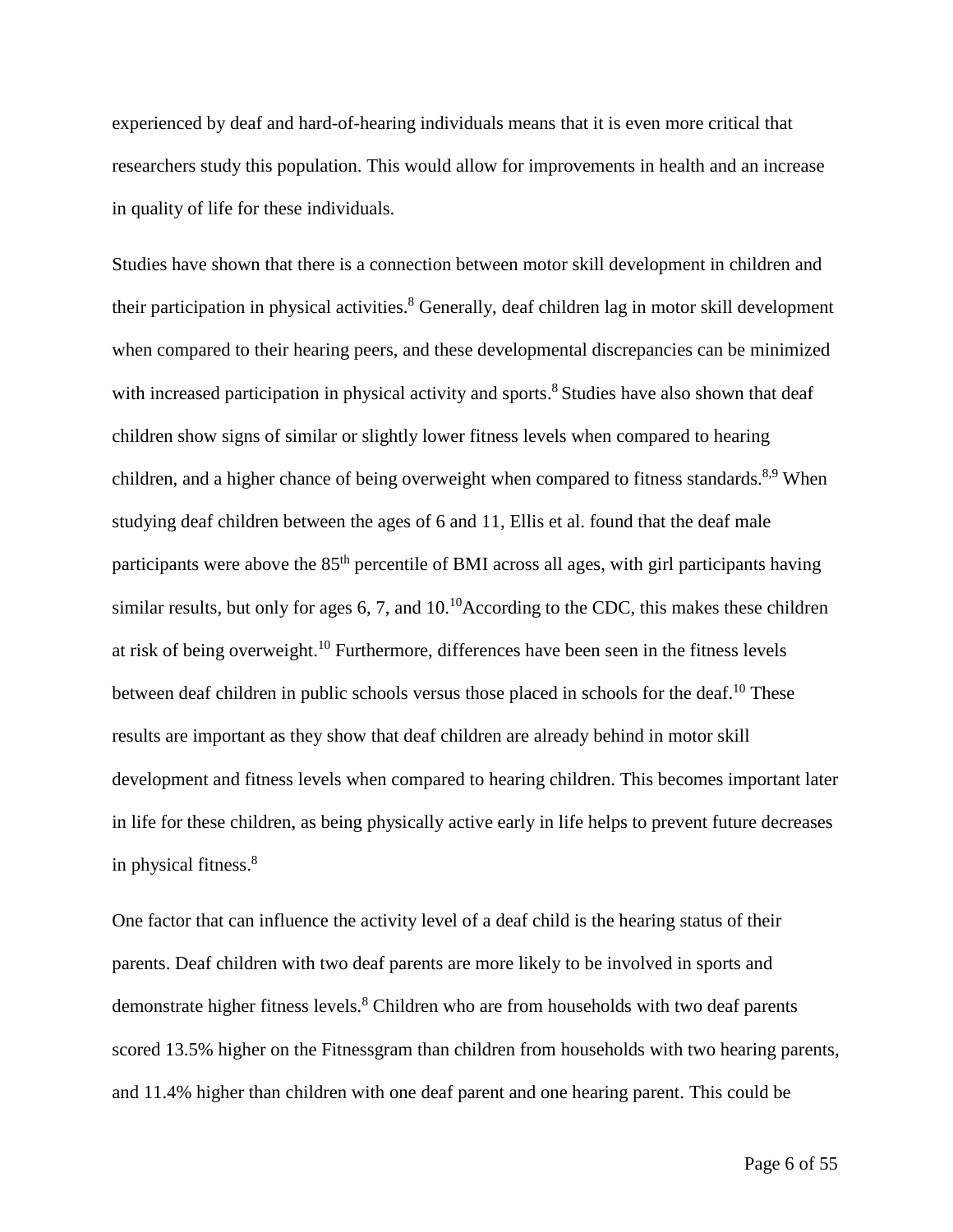experienced by deaf and hard-of-hearing individuals means that it is even more critical that researchers study this population. This would allow for improvements in health and an increase in quality of life for these individuals.

Studies have shown that there is a connection between motor skill development in children and their participation in physical activities.[8] Generally, deaf children lag in motor skill development when compared to their hearing peers, and these developmental discrepancies can be minimized with increased participation in physical activity and sports.[8] Studies have also shown that deaf children show signs of similar or slightly lower fitness levels when compared to hearing children, and a higher chance of being overweight when compared to fitness standards.[8,9] When studying deaf children between the ages of 6 and 11, Ellis et al. found that the deaf male participants were above the 85th percentile of BMI across all ages, with girl participants having similar results, but only for ages 6, 7, and 10.[10]According to the CDC, this makes these children at risk of being overweight.[10] Furthermore, differences have been seen in the fitness levels between deaf children in public schools versus those placed in schools for the deaf.[10] These results are important as they show that deaf children are already behind in motor skill development and fitness levels when compared to hearing children. This becomes important later in life for these children, as being physically active early in life helps to prevent future decreases in physical fitness.[8]

One factor that can influence the activity level of a deaf child is the hearing status of their parents. Deaf children with two deaf parents are more likely to be involved in sports and demonstrate higher fitness levels.[8] Children who are from households with two deaf parents scored 13.5% higher on the Fitnessgram than children from households with two hearing parents, and 11.4% higher than children with one deaf parent and one hearing parent. This could be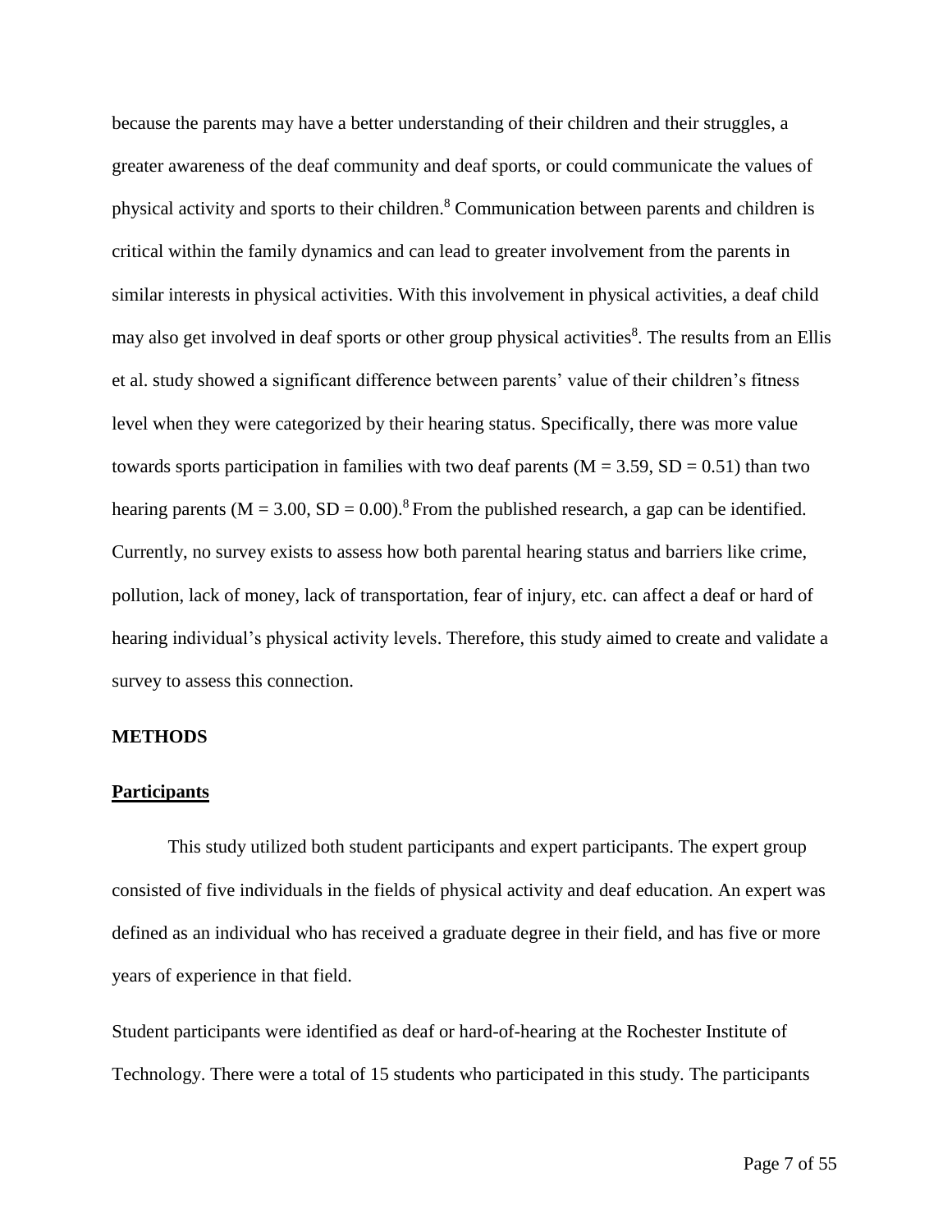because the parents may have a better understanding of their children and their struggles, a greater awareness of the deaf community and deaf sports, or could communicate the values of physical activity and sports to their children.[8] Communication between parents and children is critical within the family dynamics and can lead to greater involvement from the parents in similar interests in physical activities. With this involvement in physical activities, a deaf child may also get involved in deaf sports or other group physical activities[8]. The results from an Ellis et al. study showed a significant difference between parents' value of their children's fitness level when they were categorized by their hearing status. Specifically, there was more value towards sports participation in families with two deaf parents ($M = 3.59$, $SD = 0.51$) than two hearing parents ($M = 3.00$, $SD = 0.00$).[8] From the published research, a gap can be identified. Currently, no survey exists to assess how both parental hearing status and barriers like crime, pollution, lack of money, lack of transportation, fear of injury, etc. can affect a deaf or hard of hearing individual's physical activity levels. Therefore, this study aimed to create and validate a survey to assess this connection.

## METHODS

### Participants

This study utilized both student participants and expert participants. The expert group consisted of five individuals in the fields of physical activity and deaf education. An expert was defined as an individual who has received a graduate degree in their field, and has five or more years of experience in that field.

Student participants were identified as deaf or hard-of-hearing at the Rochester Institute of Technology. There were a total of 15 students who participated in this study. The participants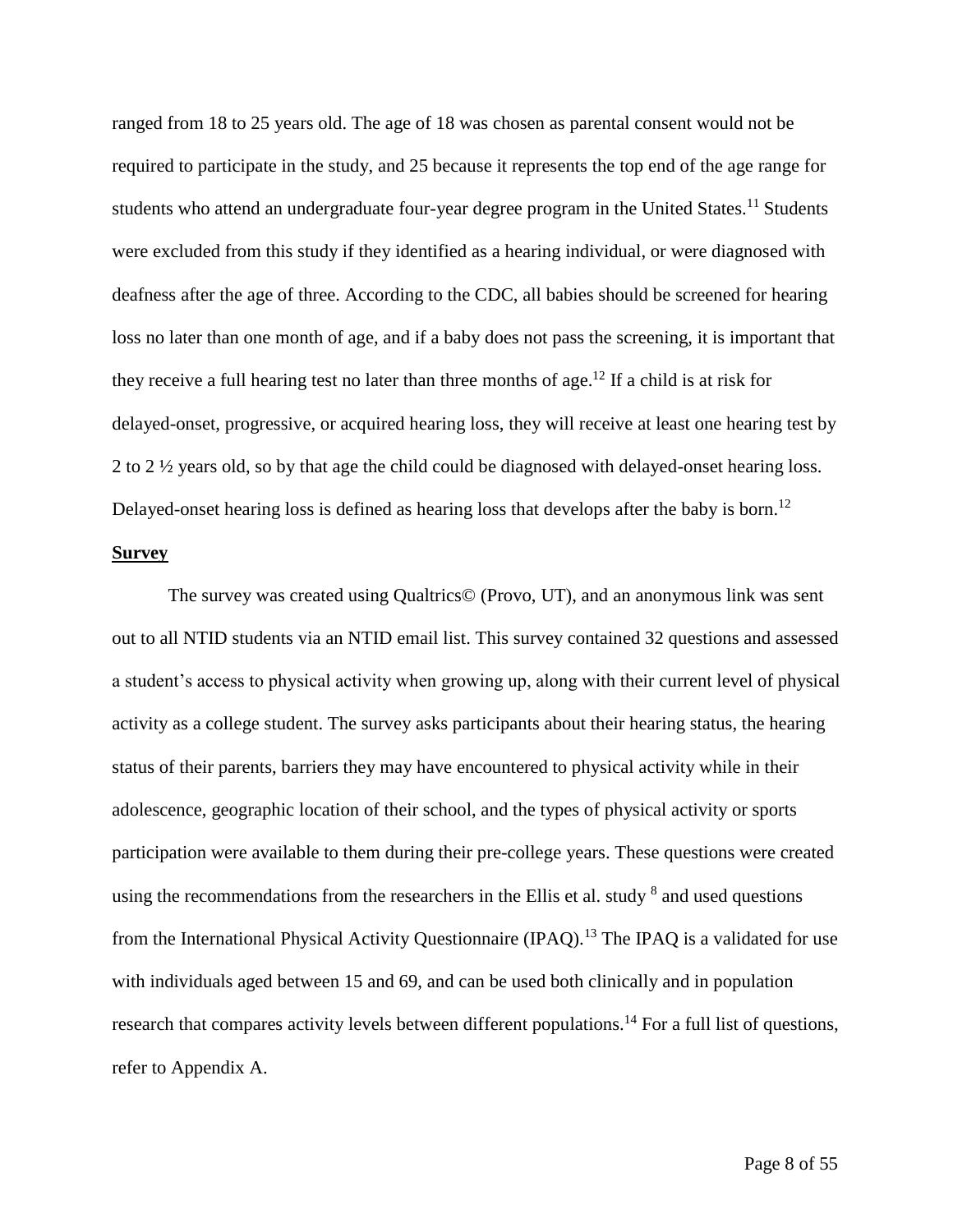ranged from 18 to 25 years old. The age of 18 was chosen as parental consent would not be required to participate in the study, and 25 because it represents the top end of the age range for students who attend an undergraduate four-year degree program in the United States.[11] Students were excluded from this study if they identified as a hearing individual, or were diagnosed with deafness after the age of three. According to the CDC, all babies should be screened for hearing loss no later than one month of age, and if a baby does not pass the screening, it is important that they receive a full hearing test no later than three months of age.[12] If a child is at risk for delayed-onset, progressive, or acquired hearing loss, they will receive at least one hearing test by 2 to 2 ½ years old, so by that age the child could be diagnosed with delayed-onset hearing loss. Delayed-onset hearing loss is defined as hearing loss that develops after the baby is born.[12]

**Survey**

The survey was created using Qualtrics© (Provo, UT), and an anonymous link was sent out to all NTID students via an NTID email list. This survey contained 32 questions and assessed a student's access to physical activity when growing up, along with their current level of physical activity as a college student. The survey asks participants about their hearing status, the hearing status of their parents, barriers they may have encountered to physical activity while in their adolescence, geographic location of their school, and the types of physical activity or sports participation were available to them during their pre-college years. These questions were created using the recommendations from the researchers in the Ellis et al. study [8] and used questions from the International Physical Activity Questionnaire (IPAQ).[13] The IPAQ is a validated for use with individuals aged between 15 and 69, and can be used both clinically and in population research that compares activity levels between different populations.[14] For a full list of questions, refer to Appendix A.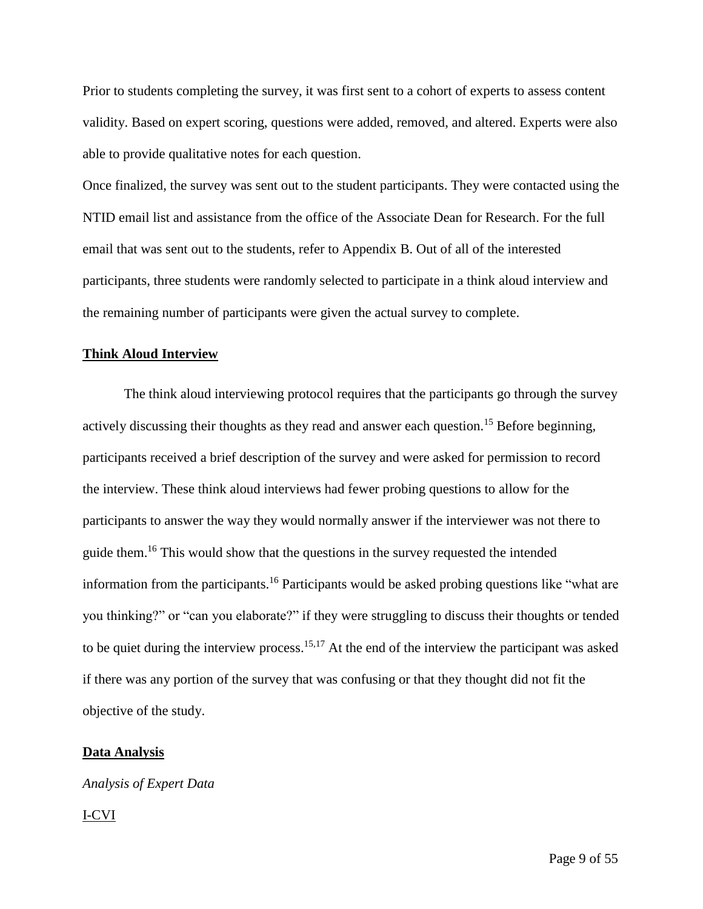Prior to students completing the survey, it was first sent to a cohort of experts to assess content validity. Based on expert scoring, questions were added, removed, and altered. Experts were also able to provide qualitative notes for each question.

Once finalized, the survey was sent out to the student participants. They were contacted using the NTID email list and assistance from the office of the Associate Dean for Research. For the full email that was sent out to the students, refer to Appendix B. Out of all of the interested participants, three students were randomly selected to participate in a think aloud interview and the remaining number of participants were given the actual survey to complete.

## Think Aloud Interview

The think aloud interviewing protocol requires that the participants go through the survey actively discussing their thoughts as they read and answer each question.[15] Before beginning, participants received a brief description of the survey and were asked for permission to record the interview. These think aloud interviews had fewer probing questions to allow for the participants to answer the way they would normally answer if the interviewer was not there to guide them.[16] This would show that the questions in the survey requested the intended information from the participants.[16] Participants would be asked probing questions like "what are you thinking?" or "can you elaborate?" if they were struggling to discuss their thoughts or tended to be quiet during the interview process.[15,17] At the end of the interview the participant was asked if there was any portion of the survey that was confusing or that they thought did not fit the objective of the study.

## Data Analysis

### *Analysis of Expert Data*

#### I-CVI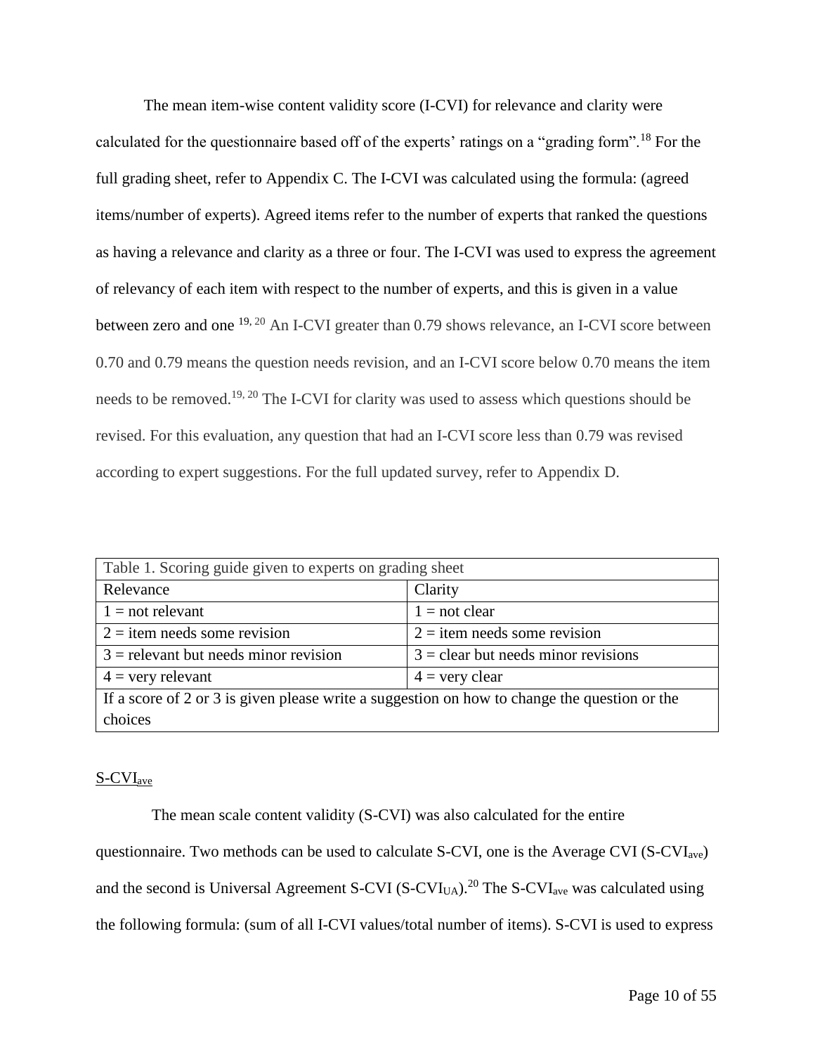The mean item-wise content validity score (I-CVI) for relevance and clarity were calculated for the questionnaire based off of the experts' ratings on a "grading form".[18] For the full grading sheet, refer to Appendix C. The I-CVI was calculated using the formula: (agreed items/number of experts). Agreed items refer to the number of experts that ranked the questions as having a relevance and clarity as a three or four. The I-CVI was used to express the agreement of relevancy of each item with respect to the number of experts, and this is given in a value between zero and one [19, 20] An I-CVI greater than 0.79 shows relevance, an I-CVI score between 0.70 and 0.79 means the question needs revision, and an I-CVI score below 0.70 means the item needs to be removed.[19, 20] The I-CVI for clarity was used to assess which questions should be revised. For this evaluation, any question that had an I-CVI score less than 0.79 was revised according to expert suggestions. For the full updated survey, refer to Appendix D.

| Table 1. Scoring guide given to experts on grading sheet | |
|---|---|
| Relevance | Clarity |
| 1 = not relevant | 1 = not clear |
| 2 = item needs some revision | 2 = item needs some revision |
| 3 = relevant but needs minor revision | 3 = clear but needs minor revisions |
| 4 = very relevant | 4 = very clear |
| If a score of 2 or 3 is given please write a suggestion on how to change the question or the choices | |

## $S\text{-}CVI_{ave}$

The mean scale content validity (S-CVI) was also calculated for the entire questionnaire. Two methods can be used to calculate S-CVI, one is the Average CVI ($S\text{-}CVI_{ave}$) and the second is Universal Agreement S-CVI ($S\text{-}CVI_{UA}$).[20] The $S\text{-}CVI_{ave}$ was calculated using the following formula: (sum of all I-CVI values/total number of items). S-CVI is used to express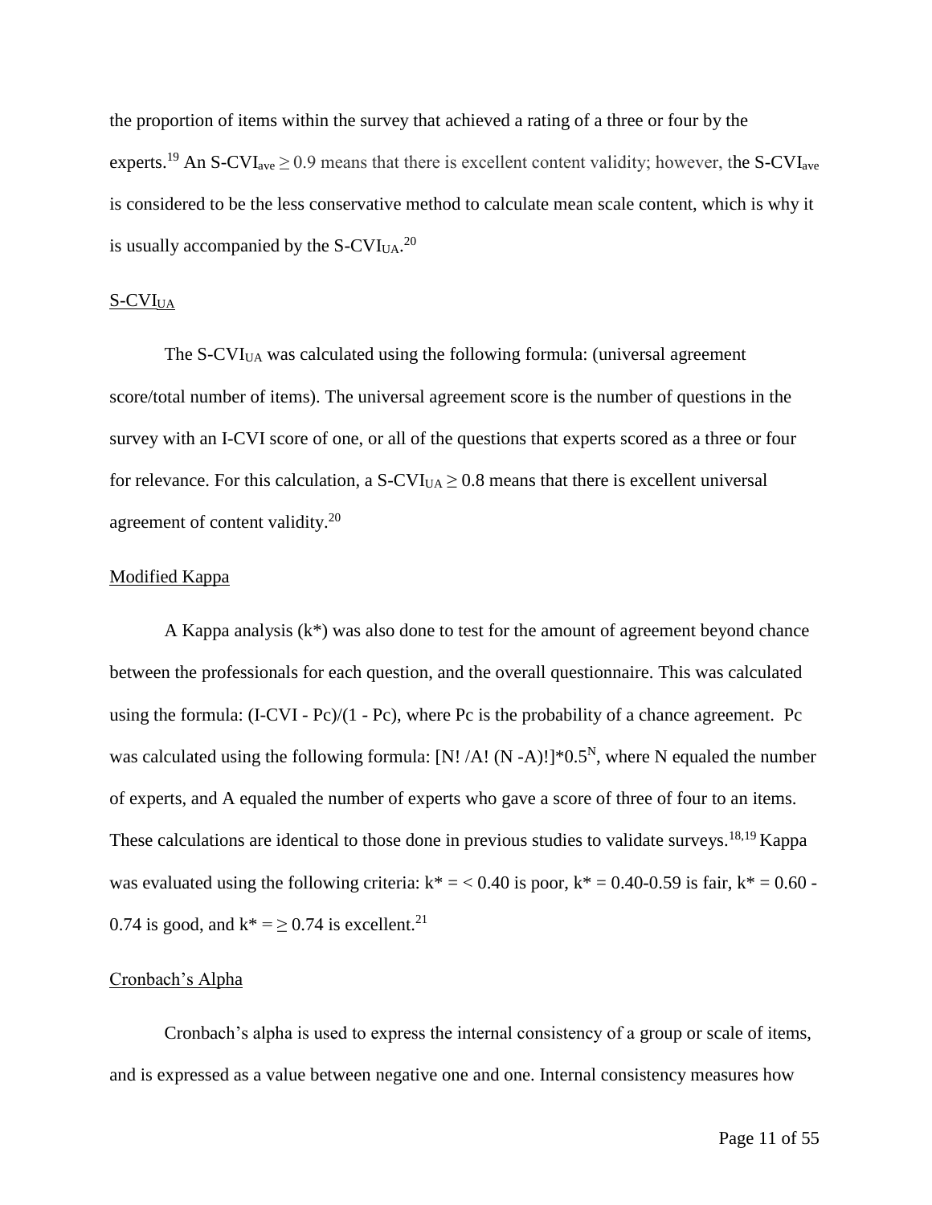the proportion of items within the survey that achieved a rating of a three or four by the experts.[19] An $S\text{-}CVI_{ave} \geq 0.9$ means that there is excellent content validity; however, the $S\text{-}CVI_{ave}$ is considered to be the less conservative method to calculate mean scale content, which is why it is usually accompanied by the $S\text{-}CVI_{UA}$.[20]

### $S\text{-}CVI_{UA}$

The $S\text{-}CVI_{UA}$ was calculated using the following formula: (universal agreement score/total number of items). The universal agreement score is the number of questions in the survey with an I-CVI score of one, or all of the questions that experts scored as a three or four for relevance. For this calculation, a $S\text{-}CVI_{UA} \geq 0.8$ means that there is excellent universal agreement of content validity.[20]

### Modified Kappa

A Kappa analysis (k*) was also done to test for the amount of agreement beyond chance between the professionals for each question, and the overall questionnaire. This was calculated using the formula: (I-CVI - Pc)/(1 - Pc), where Pc is the probability of a chance agreement. Pc was calculated using the following formula: $[N!/A!(N-A)!]*0.5^N$, where N equaled the number of experts, and A equaled the number of experts who gave a score of three of four to an items. These calculations are identical to those done in previous studies to validate surveys.[18,19] Kappa was evaluated using the following criteria: $k^* = < 0.40$ is poor, $k^* = 0.40\text{-}0.59$ is fair, $k^* = 0.60 - 0.74$ is good, and $k^* = \geq 0.74$ is excellent.[21]

### Cronbach's Alpha

Cronbach's alpha is used to express the internal consistency of a group or scale of items, and is expressed as a value between negative one and one. Internal consistency measures how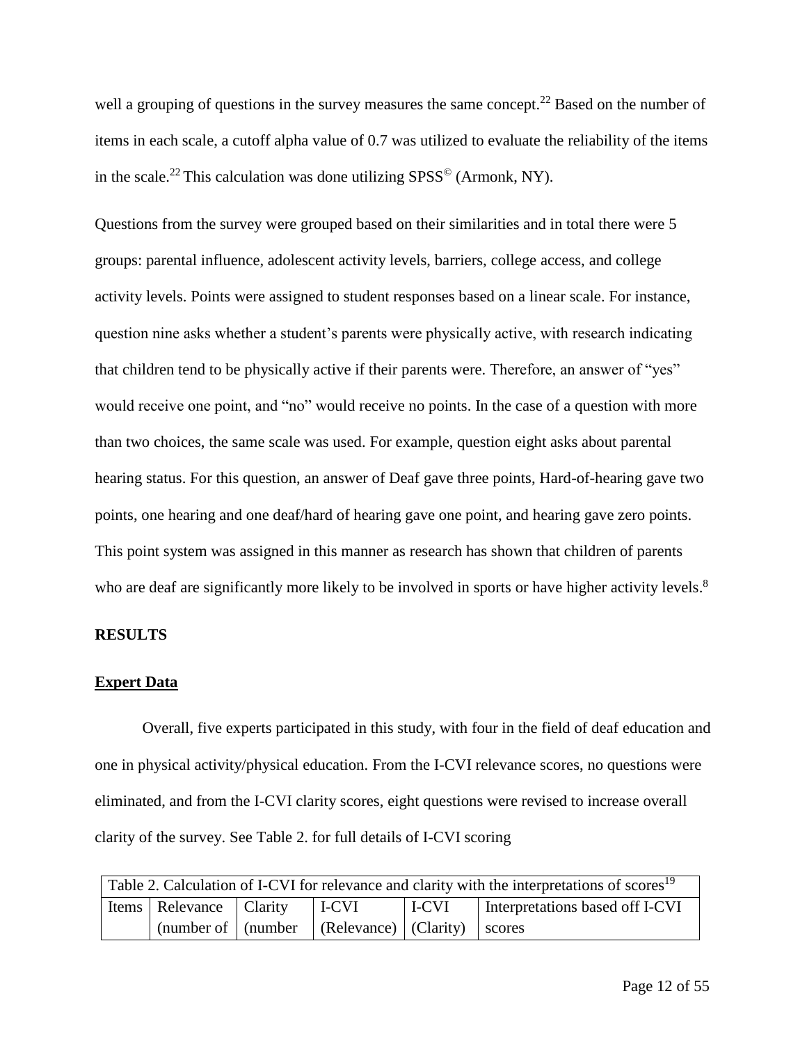well a grouping of questions in the survey measures the same concept.[22] Based on the number of items in each scale, a cutoff alpha value of 0.7 was utilized to evaluate the reliability of the items in the scale.[22] This calculation was done utilizing SPSS© (Armonk, NY).

Questions from the survey were grouped based on their similarities and in total there were 5 groups: parental influence, adolescent activity levels, barriers, college access, and college activity levels. Points were assigned to student responses based on a linear scale. For instance, question nine asks whether a student's parents were physically active, with research indicating that children tend to be physically active if their parents were. Therefore, an answer of "yes" would receive one point, and "no" would receive no points. In the case of a question with more than two choices, the same scale was used. For example, question eight asks about parental hearing status. For this question, an answer of Deaf gave three points, Hard-of-hearing gave two points, one hearing and one deaf/hard of hearing gave one point, and hearing gave zero points. This point system was assigned in this manner as research has shown that children of parents who are deaf are significantly more likely to be involved in sports or have higher activity levels.[8]

## RESULTS

### Expert Data

Overall, five experts participated in this study, with four in the field of deaf education and one in physical activity/physical education. From the I-CVI relevance scores, no questions were eliminated, and from the I-CVI clarity scores, eight questions were revised to increase overall clarity of the survey. See Table 2. for full details of I-CVI scoring

Table 2. Calculation of I-CVI for relevance and clarity with the interpretations of scores[19]

| Items | Relevance (number of | Clarity (number | I-CVI (Relevance) | I-CVI (Clarity) | Interpretations based off I-CVI scores |
|---|---|---|---|---|---|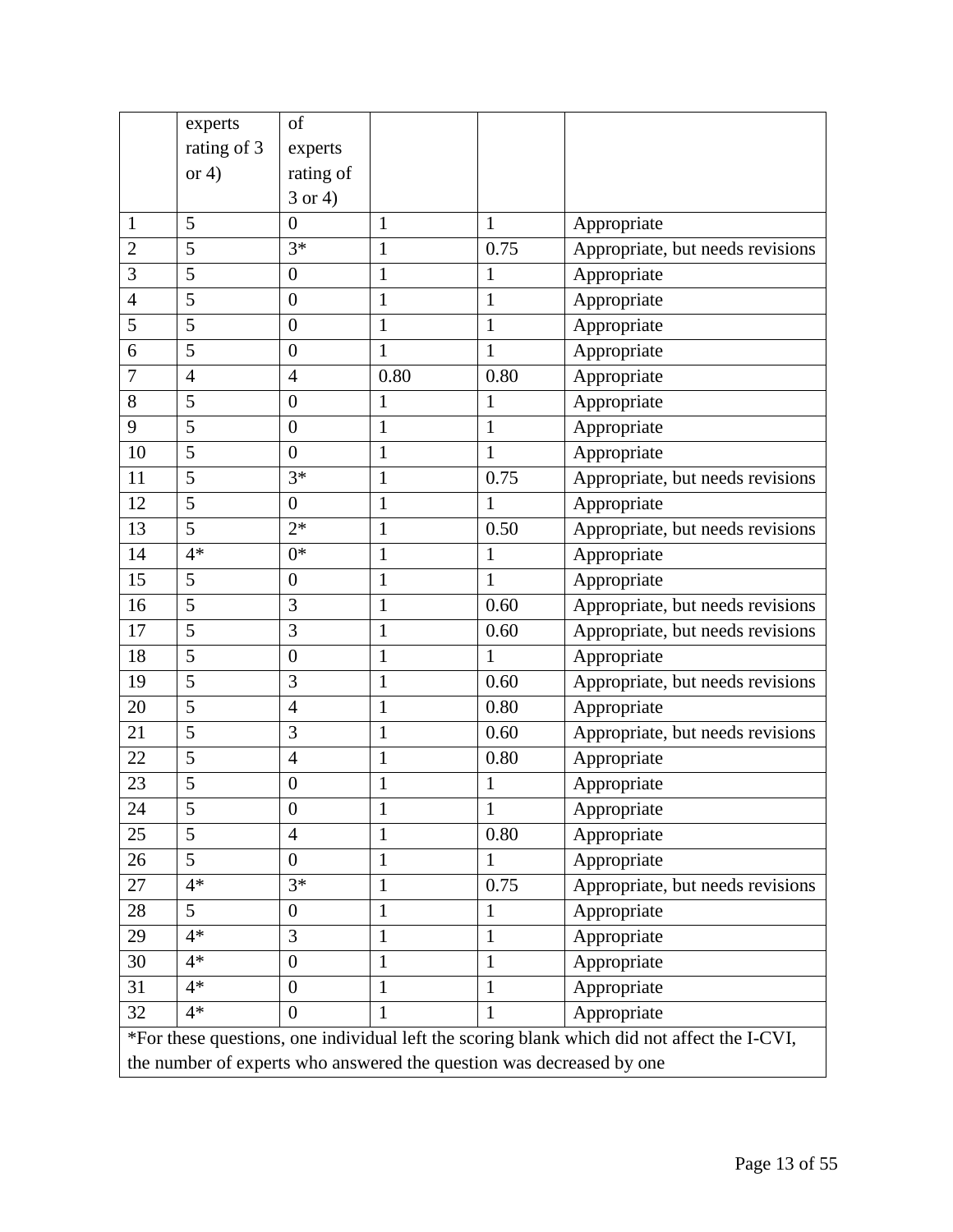| | experts rating of 3 or 4) | of experts rating of 3 or 4) | | | |
|---|---|---|---|---|---|
| 1 | 5 | 0 | 1 | 1 | Appropriate |
| 2 | 5 | 3* | 1 | 0.75 | Appropriate, but needs revisions |
| 3 | 5 | 0 | 1 | 1 | Appropriate |
| 4 | 5 | 0 | 1 | 1 | Appropriate |
| 5 | 5 | 0 | 1 | 1 | Appropriate |
| 6 | 5 | 0 | 1 | 1 | Appropriate |
| 7 | 4 | 4 | 0.80 | 0.80 | Appropriate |
| 8 | 5 | 0 | 1 | 1 | Appropriate |
| 9 | 5 | 0 | 1 | 1 | Appropriate |
| 10 | 5 | 0 | 1 | 1 | Appropriate |
| 11 | 5 | 3* | 1 | 0.75 | Appropriate, but needs revisions |
| 12 | 5 | 0 | 1 | 1 | Appropriate |
| 13 | 5 | 2* | 1 | 0.50 | Appropriate, but needs revisions |
| 14 | 4* | 0* | 1 | 1 | Appropriate |
| 15 | 5 | 0 | 1 | 1 | Appropriate |
| 16 | 5 | 3 | 1 | 0.60 | Appropriate, but needs revisions |
| 17 | 5 | 3 | 1 | 0.60 | Appropriate, but needs revisions |
| 18 | 5 | 0 | 1 | 1 | Appropriate |
| 19 | 5 | 3 | 1 | 0.60 | Appropriate, but needs revisions |
| 20 | 5 | 4 | 1 | 0.80 | Appropriate |
| 21 | 5 | 3 | 1 | 0.60 | Appropriate, but needs revisions |
| 22 | 5 | 4 | 1 | 0.80 | Appropriate |
| 23 | 5 | 0 | 1 | 1 | Appropriate |
| 24 | 5 | 0 | 1 | 1 | Appropriate |
| 25 | 5 | 4 | 1 | 0.80 | Appropriate |
| 26 | 5 | 0 | 1 | 1 | Appropriate |
| 27 | 4* | 3* | 1 | 0.75 | Appropriate, but needs revisions |
| 28 | 5 | 0 | 1 | 1 | Appropriate |
| 29 | 4* | 3 | 1 | 1 | Appropriate |
| 30 | 4* | 0 | 1 | 1 | Appropriate |
| 31 | 4* | 0 | 1 | 1 | Appropriate |
| 32 | 4* | 0 | 1 | 1 | Appropriate |

*For these questions, one individual left the scoring blank which did not affect the I-CVI, the number of experts who answered the question was decreased by one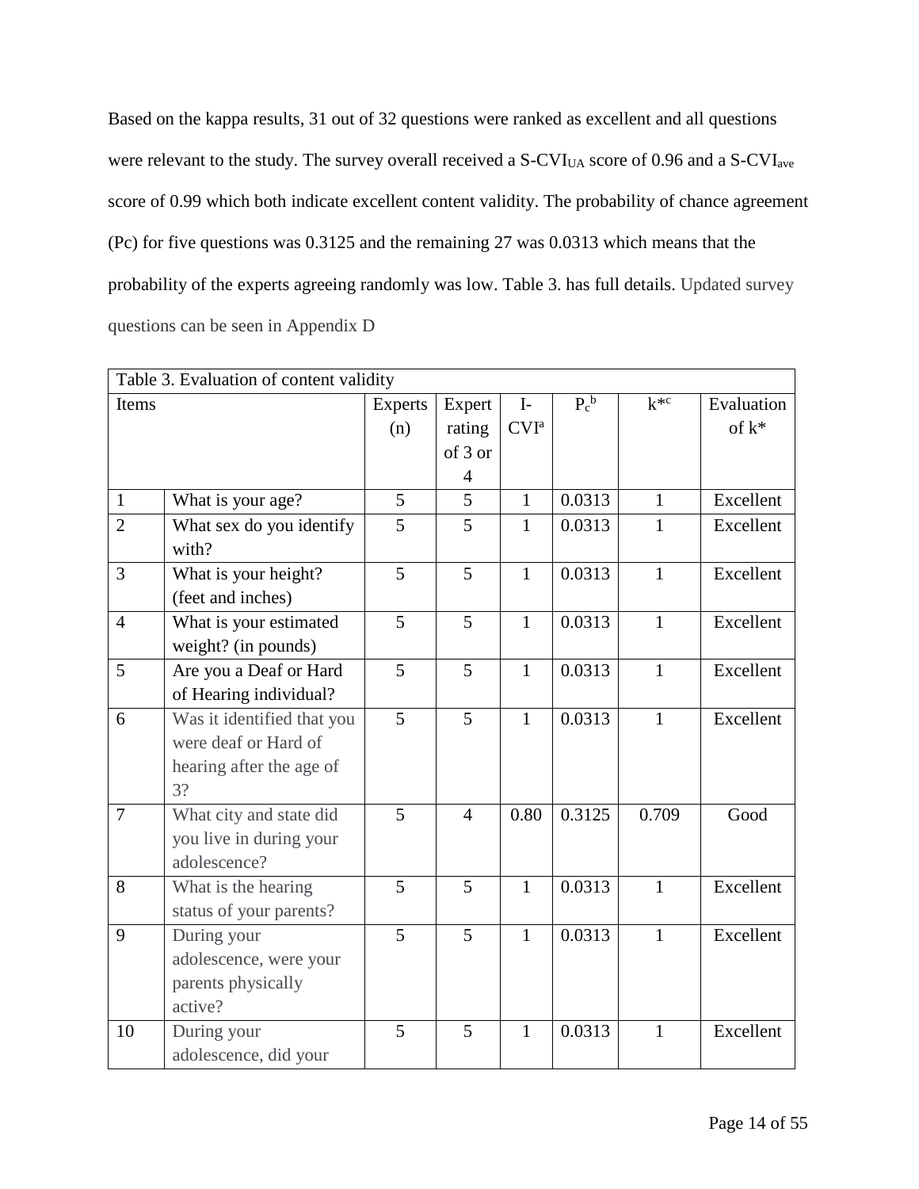Based on the kappa results, 31 out of 32 questions were ranked as excellent and all questions were relevant to the study. The survey overall received a S-$CVI_{UA}$ score of 0.96 and a S-$CVI_{ave}$ score of 0.99 which both indicate excellent content validity. The probability of chance agreement (Pc) for five questions was 0.3125 and the remaining 27 was 0.0313 which means that the probability of the experts agreeing randomly was low. Table 3. has full details. Updated survey questions can be seen in Appendix D

Table 3. Evaluation of content validity

| Items | | Experts (n) | Expert rating of 3 or 4 | I-CVI[a] | $P_c$[b] | k*[c] | Evaluation of k* |
|---|---|---|---|---|---|---|---|
| 1 | What is your age? | 5 | 5 | 1 | 0.0313 | 1 | Excellent |
| 2 | What sex do you identify with? | 5 | 5 | 1 | 0.0313 | 1 | Excellent |
| 3 | What is your height? (feet and inches) | 5 | 5 | 1 | 0.0313 | 1 | Excellent |
| 4 | What is your estimated weight? (in pounds) | 5 | 5 | 1 | 0.0313 | 1 | Excellent |
| 5 | Are you a Deaf or Hard of Hearing individual? | 5 | 5 | 1 | 0.0313 | 1 | Excellent |
| 6 | Was it identified that you were deaf or Hard of hearing after the age of 3? | 5 | 5 | 1 | 0.0313 | 1 | Excellent |
| 7 | What city and state did you live in during your adolescence? | 5 | 4 | 0.80 | 0.3125 | 0.709 | Good |
| 8 | What is the hearing status of your parents? | 5 | 5 | 1 | 0.0313 | 1 | Excellent |
| 9 | During your adolescence, were your parents physically active? | 5 | 5 | 1 | 0.0313 | 1 | Excellent |
| 10 | During your adolescence, did your | 5 | 5 | 1 | 0.0313 | 1 | Excellent |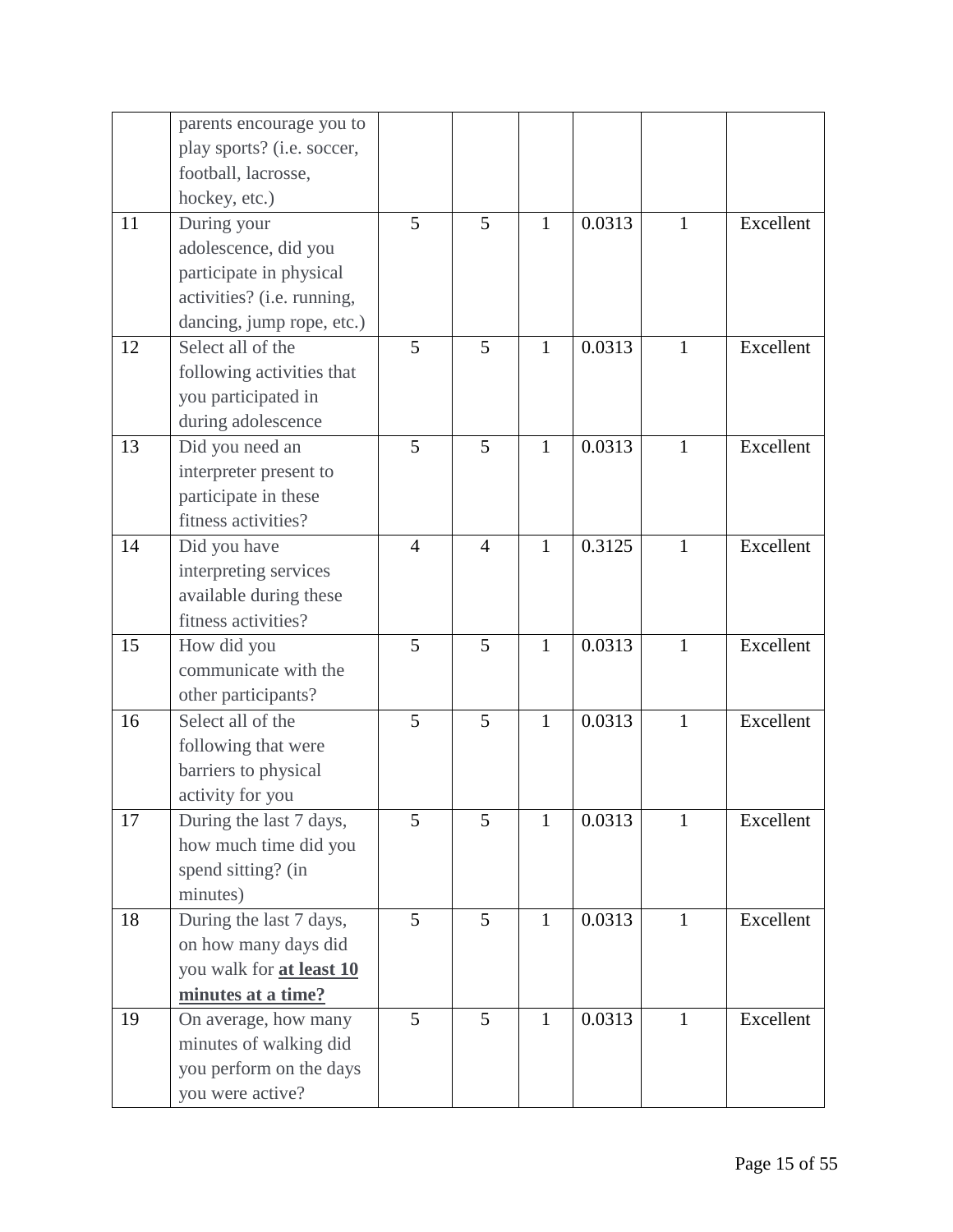| | | | | | | | |
|---|---|---|---|---|---|---|---|
| | parents encourage you to play sports? (i.e. soccer, football, lacrosse, hockey, etc.) | | | | | | |
| 11 | During your adolescence, did you participate in physical activities? (i.e. running, dancing, jump rope, etc.) | 5 | 5 | 1 | 0.0313 | 1 | Excellent |
| 12 | Select all of the following activities that you participated in during adolescence | 5 | 5 | 1 | 0.0313 | 1 | Excellent |
| 13 | Did you need an interpreter present to participate in these fitness activities? | 5 | 5 | 1 | 0.0313 | 1 | Excellent |
| 14 | Did you have interpreting services available during these fitness activities? | 4 | 4 | 1 | 0.3125 | 1 | Excellent |
| 15 | How did you communicate with the other participants? | 5 | 5 | 1 | 0.0313 | 1 | Excellent |
| 16 | Select all of the following that were barriers to physical activity for you | 5 | 5 | 1 | 0.0313 | 1 | Excellent |
| 17 | During the last 7 days, how much time did you spend sitting? (in minutes) | 5 | 5 | 1 | 0.0313 | 1 | Excellent |
| 18 | During the last 7 days, on how many days did you walk for **at least 10 minutes at a time?** | 5 | 5 | 1 | 0.0313 | 1 | Excellent |
| 19 | On average, how many minutes of walking did you perform on the days you were active? | 5 | 5 | 1 | 0.0313 | 1 | Excellent |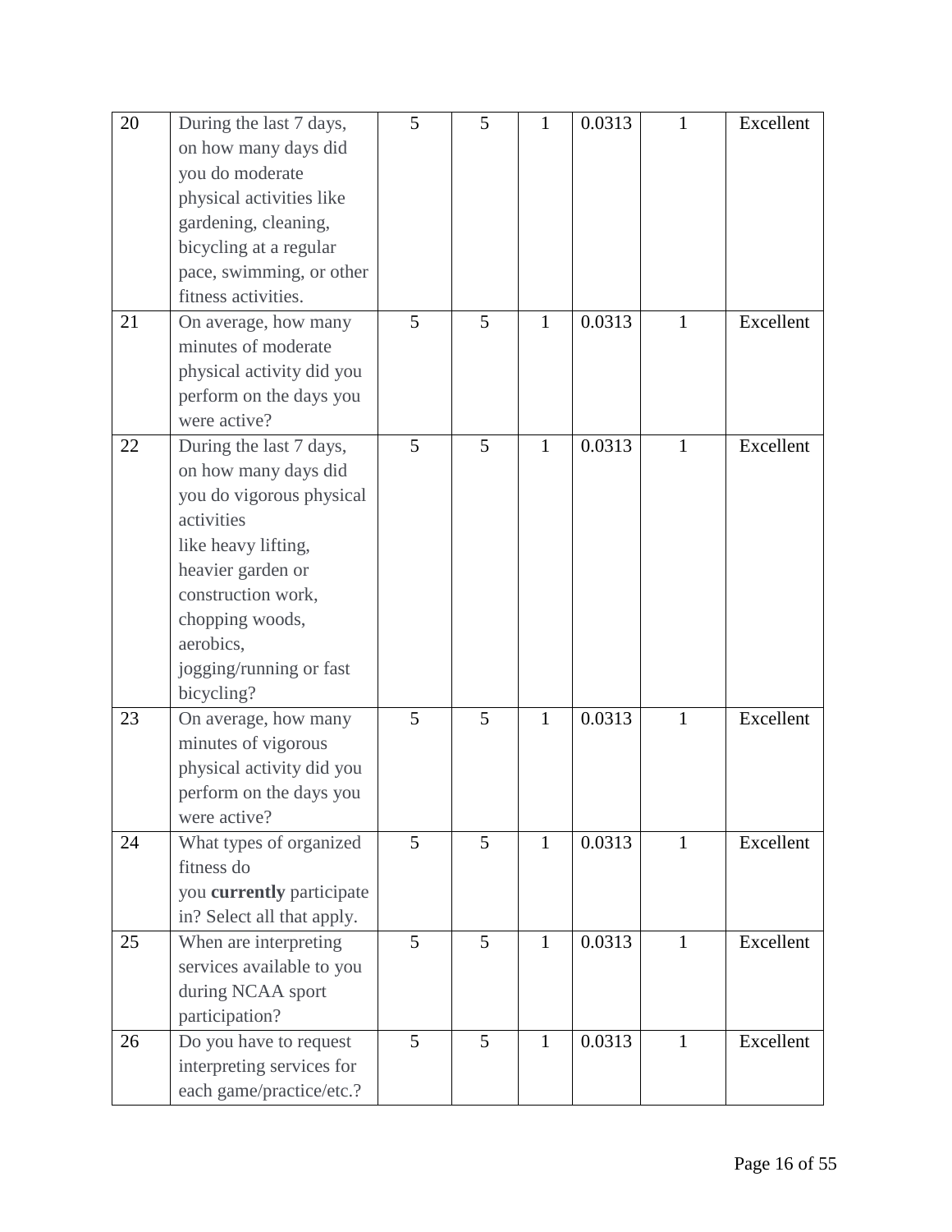| | | | | | | | |
|---|---|---|---|---|---|---|---|
| 20 | During the last 7 days, on how many days did you do moderate physical activities like gardening, cleaning, bicycling at a regular pace, swimming, or other fitness activities. | 5 | 5 | 1 | 0.0313 | 1 | Excellent |
| 21 | On average, how many minutes of moderate physical activity did you perform on the days you were active? | 5 | 5 | 1 | 0.0313 | 1 | Excellent |
| 22 | During the last 7 days, on how many days did you do vigorous physical activities like heavy lifting, heavier garden or construction work, chopping woods, aerobics, jogging/running or fast bicycling? | 5 | 5 | 1 | 0.0313 | 1 | Excellent |
| 23 | On average, how many minutes of vigorous physical activity did you perform on the days you were active? | 5 | 5 | 1 | 0.0313 | 1 | Excellent |
| 24 | What types of organized fitness do you **currently** participate in? Select all that apply. | 5 | 5 | 1 | 0.0313 | 1 | Excellent |
| 25 | When are interpreting services available to you during NCAA sport participation? | 5 | 5 | 1 | 0.0313 | 1 | Excellent |
| 26 | Do you have to request interpreting services for each game/practice/etc.? | 5 | 5 | 1 | 0.0313 | 1 | Excellent |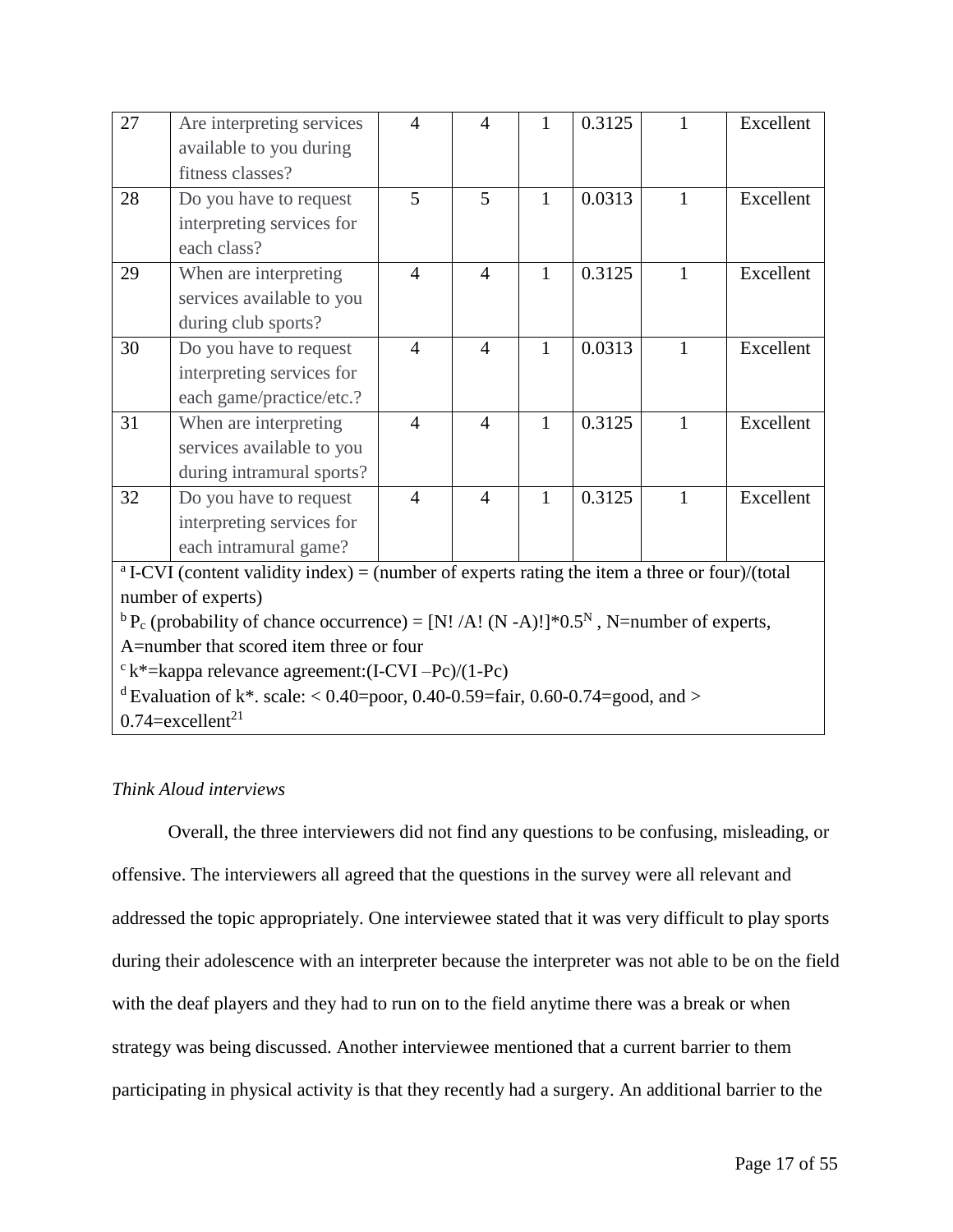| 27 | Are interpreting services available to you during fitness classes? | 4 | 4 | 1 | 0.3125 | 1 | Excellent |
|---|---|---|---|---|---|---|---|
| 28 | Do you have to request interpreting services for each class? | 5 | 5 | 1 | 0.0313 | 1 | Excellent |
| 29 | When are interpreting services available to you during club sports? | 4 | 4 | 1 | 0.3125 | 1 | Excellent |
| 30 | Do you have to request interpreting services for each game/practice/etc.? | 4 | 4 | 1 | 0.0313 | 1 | Excellent |
| 31 | When are interpreting services available to you during intramural sports? | 4 | 4 | 1 | 0.3125 | 1 | Excellent |
| 32 | Do you have to request interpreting services for each intramural game? | 4 | 4 | 1 | 0.3125 | 1 | Excellent |

[a] I-CVI (content validity index) = (number of experts rating the item a three or four)/(total number of experts)

[b] $P_c$ (probability of chance occurrence) = $[N!/A!(N-A)!]*0.5^N$, N=number of experts, A=number that scored item three or four

[c] k*=kappa relevance agreement:(I-CVI –Pc)/(1-Pc)

[d] Evaluation of k*. scale: < 0.40=poor, 0.40-0.59=fair, 0.60-0.74=good, and > 0.74=excellent[21]

*Think Aloud interviews*

Overall, the three interviewers did not find any questions to be confusing, misleading, or offensive. The interviewers all agreed that the questions in the survey were all relevant and addressed the topic appropriately. One interviewee stated that it was very difficult to play sports during their adolescence with an interpreter because the interpreter was not able to be on the field with the deaf players and they had to run on to the field anytime there was a break or when strategy was being discussed. Another interviewee mentioned that a current barrier to them participating in physical activity is that they recently had a surgery. An additional barrier to the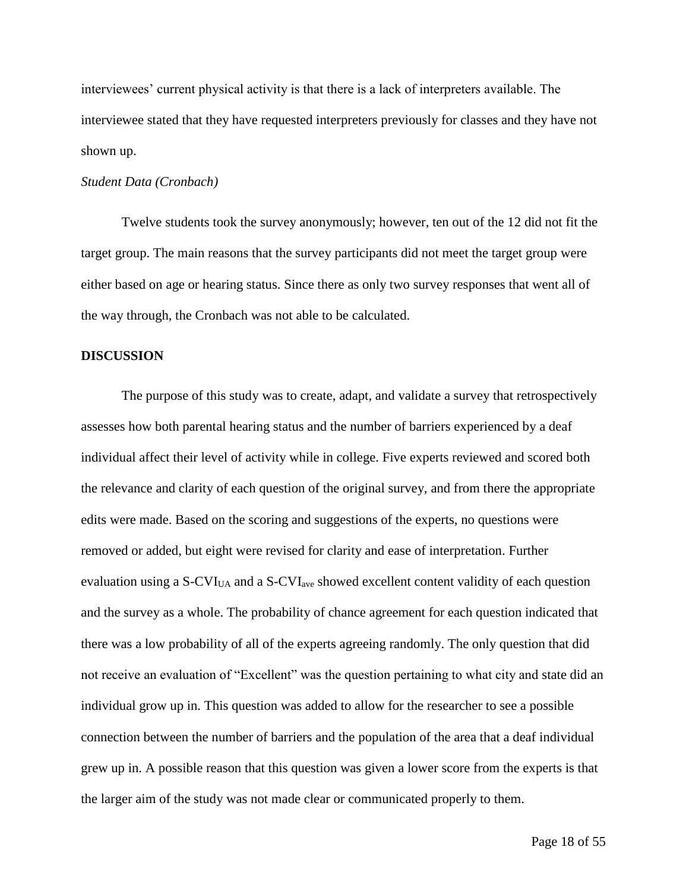interviewees' current physical activity is that there is a lack of interpreters available. The interviewee stated that they have requested interpreters previously for classes and they have not shown up.

*Student Data (Cronbach)*

Twelve students took the survey anonymously; however, ten out of the 12 did not fit the target group. The main reasons that the survey participants did not meet the target group were either based on age or hearing status. Since there as only two survey responses that went all of the way through, the Cronbach was not able to be calculated.

## DISCUSSION

The purpose of this study was to create, adapt, and validate a survey that retrospectively assesses how both parental hearing status and the number of barriers experienced by a deaf individual affect their level of activity while in college. Five experts reviewed and scored both the relevance and clarity of each question of the original survey, and from there the appropriate edits were made. Based on the scoring and suggestions of the experts, no questions were removed or added, but eight were revised for clarity and ease of interpretation. Further evaluation using a $S\text{-}CVI_{UA}$ and a $S\text{-}CVI_{ave}$ showed excellent content validity of each question and the survey as a whole. The probability of chance agreement for each question indicated that there was a low probability of all of the experts agreeing randomly. The only question that did not receive an evaluation of "Excellent" was the question pertaining to what city and state did an individual grow up in. This question was added to allow for the researcher to see a possible connection between the number of barriers and the population of the area that a deaf individual grew up in. A possible reason that this question was given a lower score from the experts is that the larger aim of the study was not made clear or communicated properly to them.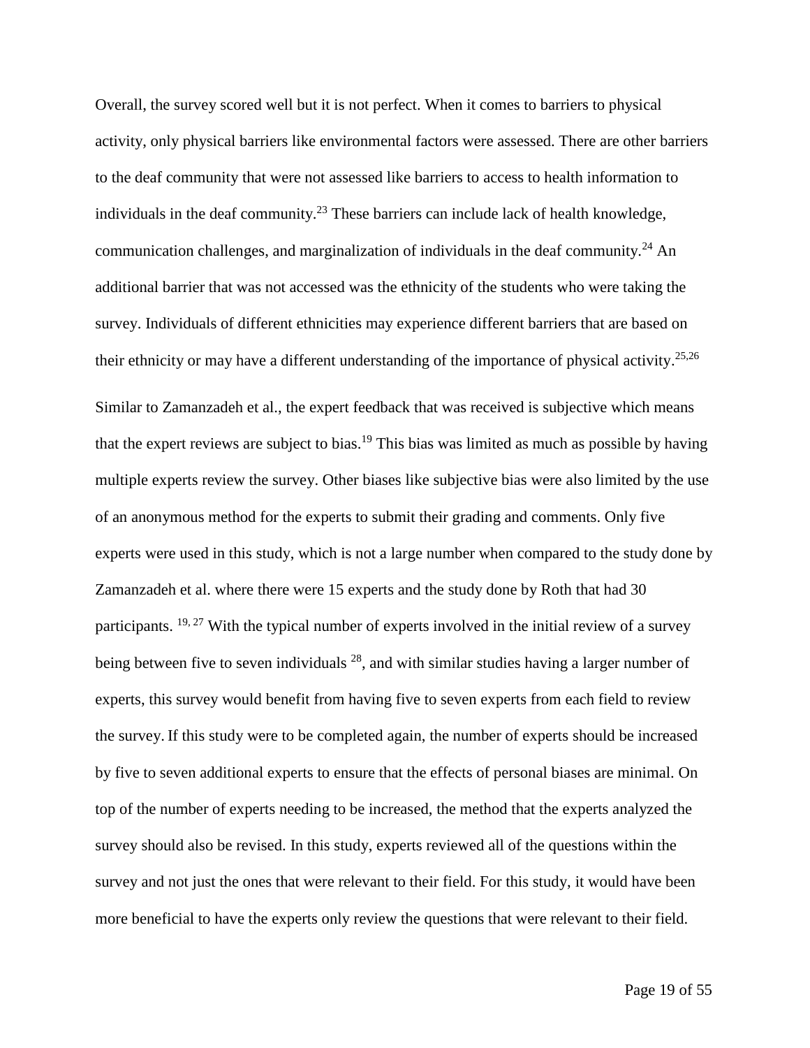Overall, the survey scored well but it is not perfect. When it comes to barriers to physical activity, only physical barriers like environmental factors were assessed. There are other barriers to the deaf community that were not assessed like barriers to access to health information to individuals in the deaf community.[23] These barriers can include lack of health knowledge, communication challenges, and marginalization of individuals in the deaf community.[24] An additional barrier that was not accessed was the ethnicity of the students who were taking the survey. Individuals of different ethnicities may experience different barriers that are based on their ethnicity or may have a different understanding of the importance of physical activity.[25,26]

Similar to Zamanzadeh et al., the expert feedback that was received is subjective which means that the expert reviews are subject to bias.[19] This bias was limited as much as possible by having multiple experts review the survey. Other biases like subjective bias were also limited by the use of an anonymous method for the experts to submit their grading and comments. Only five experts were used in this study, which is not a large number when compared to the study done by Zamanzadeh et al. where there were 15 experts and the study done by Roth that had 30 participants. [19, 27] With the typical number of experts involved in the initial review of a survey being between five to seven individuals [28], and with similar studies having a larger number of experts, this survey would benefit from having five to seven experts from each field to review the survey. If this study were to be completed again, the number of experts should be increased by five to seven additional experts to ensure that the effects of personal biases are minimal. On top of the number of experts needing to be increased, the method that the experts analyzed the survey should also be revised. In this study, experts reviewed all of the questions within the survey and not just the ones that were relevant to their field. For this study, it would have been more beneficial to have the experts only review the questions that were relevant to their field.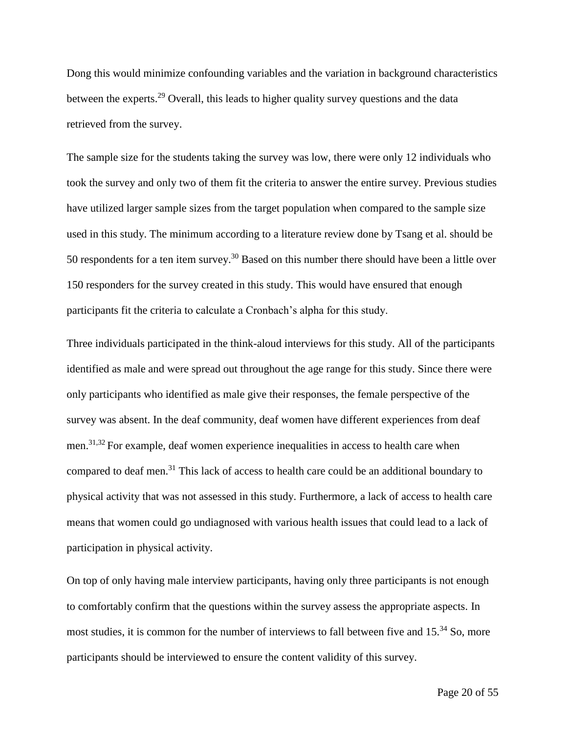Dong this would minimize confounding variables and the variation in background characteristics between the experts.[29] Overall, this leads to higher quality survey questions and the data retrieved from the survey.

The sample size for the students taking the survey was low, there were only 12 individuals who took the survey and only two of them fit the criteria to answer the entire survey. Previous studies have utilized larger sample sizes from the target population when compared to the sample size used in this study. The minimum according to a literature review done by Tsang et al. should be 50 respondents for a ten item survey.[30] Based on this number there should have been a little over 150 responders for the survey created in this study. This would have ensured that enough participants fit the criteria to calculate a Cronbach's alpha for this study.

Three individuals participated in the think-aloud interviews for this study. All of the participants identified as male and were spread out throughout the age range for this study. Since there were only participants who identified as male give their responses, the female perspective of the survey was absent. In the deaf community, deaf women have different experiences from deaf men.[31,32] For example, deaf women experience inequalities in access to health care when compared to deaf men.[31] This lack of access to health care could be an additional boundary to physical activity that was not assessed in this study. Furthermore, a lack of access to health care means that women could go undiagnosed with various health issues that could lead to a lack of participation in physical activity.

On top of only having male interview participants, having only three participants is not enough to comfortably confirm that the questions within the survey assess the appropriate aspects. In most studies, it is common for the number of interviews to fall between five and 15.[34] So, more participants should be interviewed to ensure the content validity of this survey.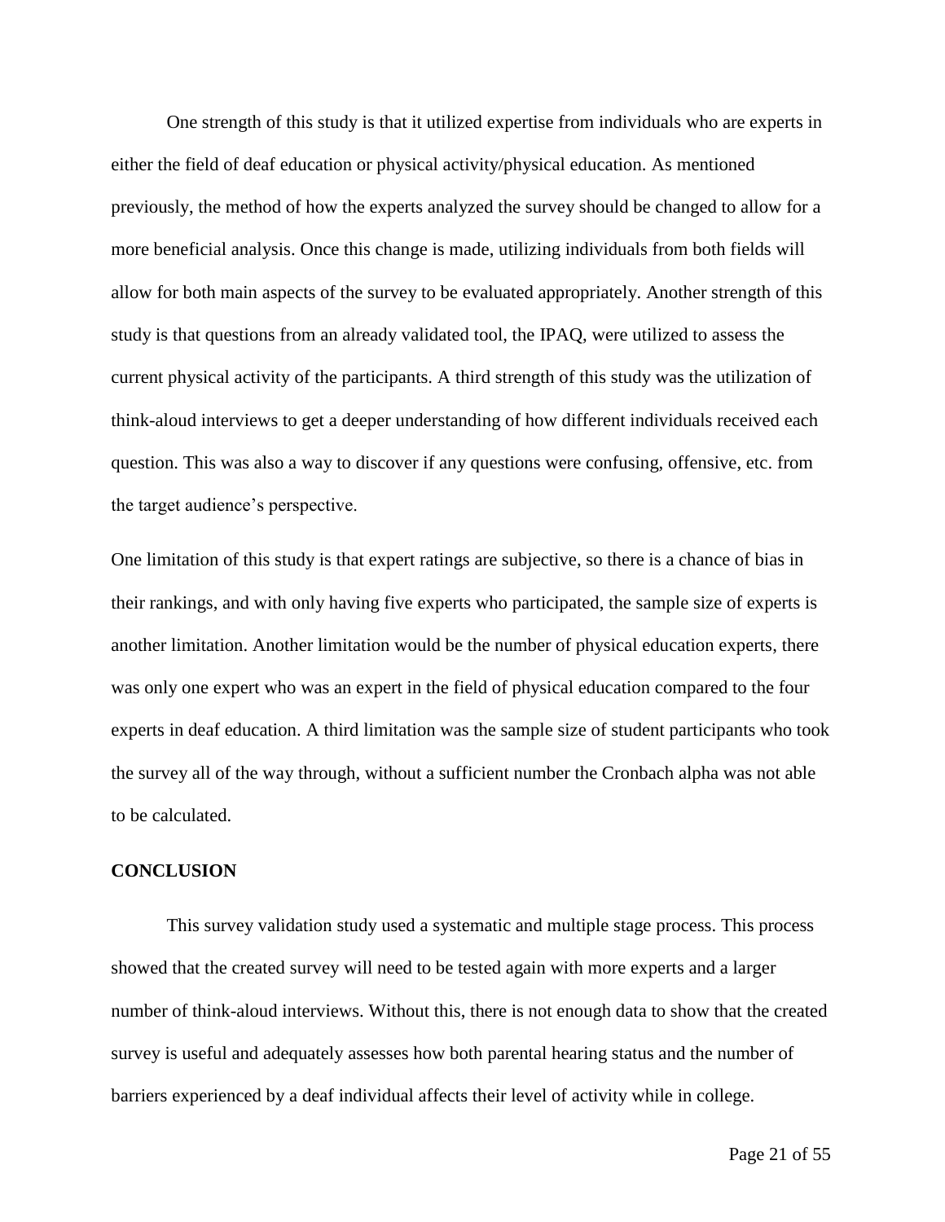One strength of this study is that it utilized expertise from individuals who are experts in either the field of deaf education or physical activity/physical education. As mentioned previously, the method of how the experts analyzed the survey should be changed to allow for a more beneficial analysis. Once this change is made, utilizing individuals from both fields will allow for both main aspects of the survey to be evaluated appropriately. Another strength of this study is that questions from an already validated tool, the IPAQ, were utilized to assess the current physical activity of the participants. A third strength of this study was the utilization of think-aloud interviews to get a deeper understanding of how different individuals received each question. This was also a way to discover if any questions were confusing, offensive, etc. from the target audience's perspective.

One limitation of this study is that expert ratings are subjective, so there is a chance of bias in their rankings, and with only having five experts who participated, the sample size of experts is another limitation. Another limitation would be the number of physical education experts, there was only one expert who was an expert in the field of physical education compared to the four experts in deaf education. A third limitation was the sample size of student participants who took the survey all of the way through, without a sufficient number the Cronbach alpha was not able to be calculated.

## CONCLUSION

This survey validation study used a systematic and multiple stage process. This process showed that the created survey will need to be tested again with more experts and a larger number of think-aloud interviews. Without this, there is not enough data to show that the created survey is useful and adequately assesses how both parental hearing status and the number of barriers experienced by a deaf individual affects their level of activity while in college.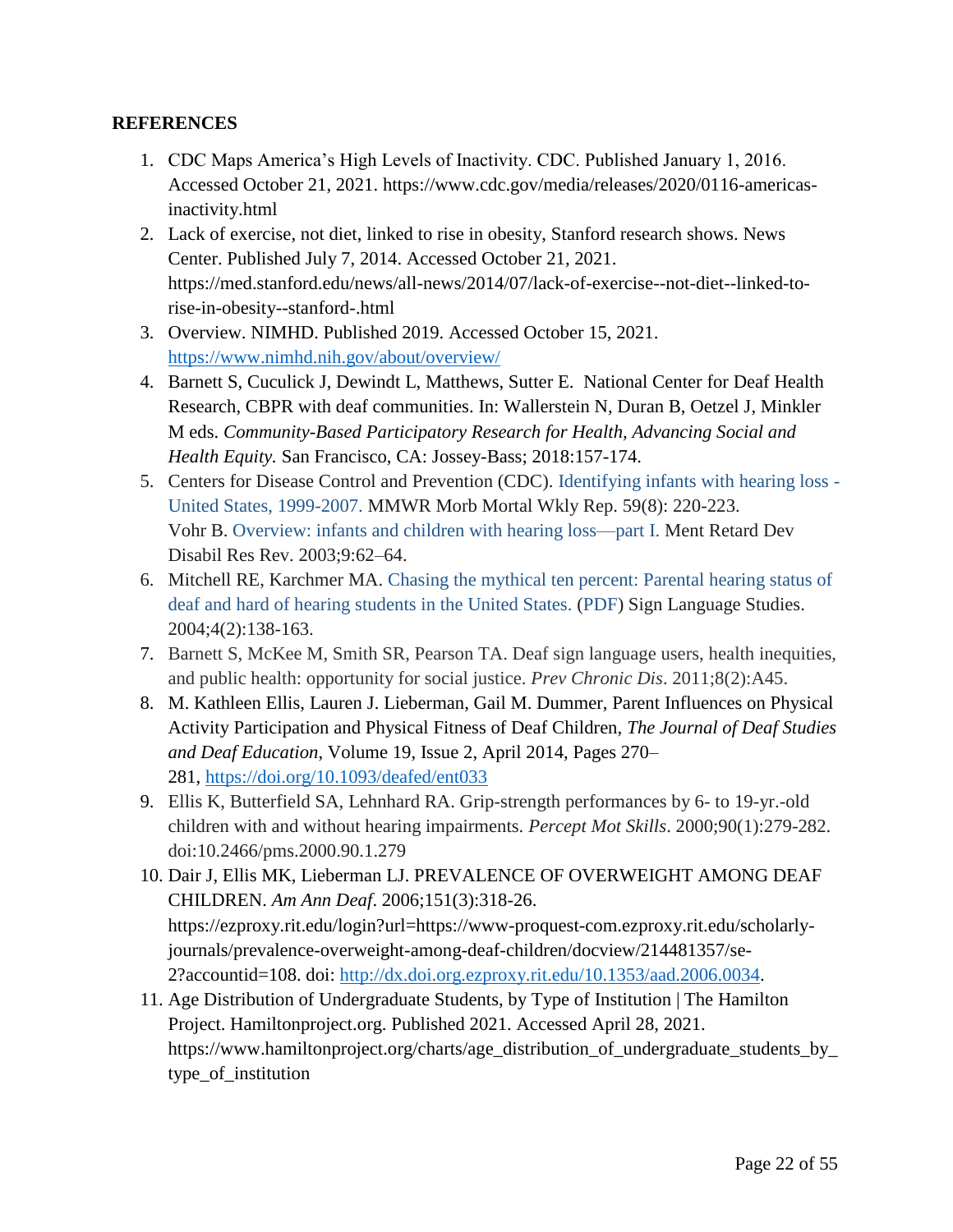**REFERENCES**

1. CDC Maps America's High Levels of Inactivity. CDC. Published January 1, 2016. Accessed October 21, 2021. https://www.cdc.gov/media/releases/2020/0116-americas-inactivity.html
2. Lack of exercise, not diet, linked to rise in obesity, Stanford research shows. News Center. Published July 7, 2014. Accessed October 21, 2021. https://med.stanford.edu/news/all-news/2014/07/lack-of-exercise--not-diet--linked-to-rise-in-obesity--stanford-.html
3. Overview. NIMHD. Published 2019. Accessed October 15, 2021. https://www.nimhd.nih.gov/about/overview/
4. Barnett S, Cuculick J, Dewindt L, Matthews, Sutter E. National Center for Deaf Health Research, CBPR with deaf communities. In: Wallerstein N, Duran B, Oetzel J, Minkler M eds. *Community-Based Participatory Research for Health, Advancing Social and Health Equity.* San Francisco, CA: Jossey-Bass; 2018:157-174.
5. Centers for Disease Control and Prevention (CDC). Identifying infants with hearing loss - United States, 1999-2007. MMWR Morb Mortal Wkly Rep. 59(8): 220-223. Vohr B. Overview: infants and children with hearing loss—part I. Ment Retard Dev Disabil Res Rev. 2003;9:62–64.
6. Mitchell RE, Karchmer MA. Chasing the mythical ten percent: Parental hearing status of deaf and hard of hearing students in the United States. (PDF) Sign Language Studies. 2004;4(2):138-163.
7. Barnett S, McKee M, Smith SR, Pearson TA. Deaf sign language users, health inequities, and public health: opportunity for social justice. *Prev Chronic Dis*. 2011;8(2):A45.
8. M. Kathleen Ellis, Lauren J. Lieberman, Gail M. Dummer, Parent Influences on Physical Activity Participation and Physical Fitness of Deaf Children, *The Journal of Deaf Studies and Deaf Education*, Volume 19, Issue 2, April 2014, Pages 270–281, https://doi.org/10.1093/deafed/ent033
9. Ellis K, Butterfield SA, Lehnhard RA. Grip-strength performances by 6- to 19-yr.-old children with and without hearing impairments. *Percept Mot Skills*. 2000;90(1):279-282. doi:10.2466/pms.2000.90.1.279
10. Dair J, Ellis MK, Lieberman LJ. PREVALENCE OF OVERWEIGHT AMONG DEAF CHILDREN. *Am Ann Deaf*. 2006;151(3):318-26. https://ezproxy.rit.edu/login?url=https://www-proquest-com.ezproxy.rit.edu/scholarly-journals/prevalence-overweight-among-deaf-children/docview/214481357/se-2?accountid=108. doi: http://dx.doi.org.ezproxy.rit.edu/10.1353/aad.2006.0034.
11. Age Distribution of Undergraduate Students, by Type of Institution | The Hamilton Project. Hamiltonproject.org. Published 2021. Accessed April 28, 2021. https://www.hamiltonproject.org/charts/age_distribution_of_undergraduate_students_by_type_of_institution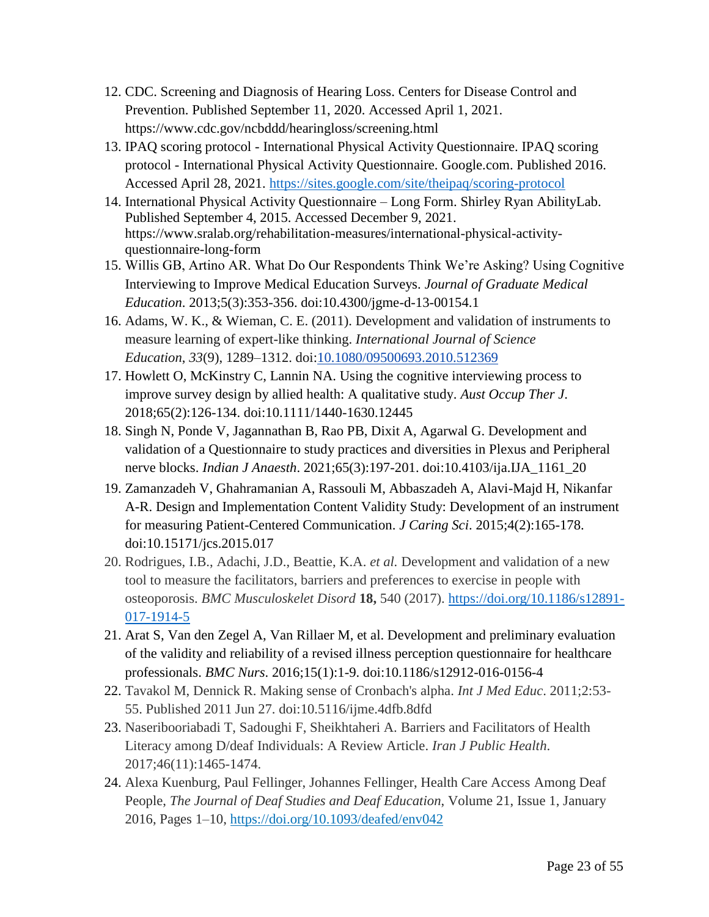12. CDC. Screening and Diagnosis of Hearing Loss. Centers for Disease Control and Prevention. Published September 11, 2020. Accessed April 1, 2021. https://www.cdc.gov/ncbddd/hearingloss/screening.html
13. IPAQ scoring protocol - International Physical Activity Questionnaire. IPAQ scoring protocol - International Physical Activity Questionnaire. Google.com. Published 2016. Accessed April 28, 2021. https://sites.google.com/site/theipaq/scoring-protocol
14. International Physical Activity Questionnaire – Long Form. Shirley Ryan AbilityLab. Published September 4, 2015. Accessed December 9, 2021. https://www.sralab.org/rehabilitation-measures/international-physical-activity-questionnaire-long-form
15. Willis GB, Artino AR. What Do Our Respondents Think We're Asking? Using Cognitive Interviewing to Improve Medical Education Surveys. *Journal of Graduate Medical Education*. 2013;5(3):353-356. doi:10.4300/jgme-d-13-00154.1
16. Adams, W. K., & Wieman, C. E. (2011). Development and validation of instruments to measure learning of expert-like thinking. *International Journal of Science Education*, *33*(9), 1289–1312. doi:10.1080/09500693.2010.512369
17. Howlett O, McKinstry C, Lannin NA. Using the cognitive interviewing process to improve survey design by allied health: A qualitative study. *Aust Occup Ther J*. 2018;65(2):126-134. doi:10.1111/1440-1630.12445
18. Singh N, Ponde V, Jagannathan B, Rao PB, Dixit A, Agarwal G. Development and validation of a Questionnaire to study practices and diversities in Plexus and Peripheral nerve blocks. *Indian J Anaesth*. 2021;65(3):197-201. doi:10.4103/ija.IJA_1161_20
19. Zamanzadeh V, Ghahramanian A, Rassouli M, Abbaszadeh A, Alavi-Majd H, Nikanfar A-R. Design and Implementation Content Validity Study: Development of an instrument for measuring Patient-Centered Communication. *J Caring Sci*. 2015;4(2):165-178. doi:10.15171/jcs.2015.017
20. Rodrigues, I.B., Adachi, J.D., Beattie, K.A. *et al.* Development and validation of a new tool to measure the facilitators, barriers and preferences to exercise in people with osteoporosis. *BMC Musculoskelet Disord* **18,** 540 (2017). https://doi.org/10.1186/s12891-017-1914-5
21. Arat S, Van den Zegel A, Van Rillaer M, et al. Development and preliminary evaluation of the validity and reliability of a revised illness perception questionnaire for healthcare professionals. *BMC Nurs*. 2016;15(1):1-9. doi:10.1186/s12912-016-0156-4
22. Tavakol M, Dennick R. Making sense of Cronbach's alpha. *Int J Med Educ*. 2011;2:53-55. Published 2011 Jun 27. doi:10.5116/ijme.4dfb.8dfd
23. Naseribooriabadi T, Sadoughi F, Sheikhtaheri A. Barriers and Facilitators of Health Literacy among D/deaf Individuals: A Review Article. *Iran J Public Health*. 2017;46(11):1465-1474.
24. Alexa Kuenburg, Paul Fellinger, Johannes Fellinger, Health Care Access Among Deaf People, *The Journal of Deaf Studies and Deaf Education*, Volume 21, Issue 1, January 2016, Pages 1–10, https://doi.org/10.1093/deafed/env042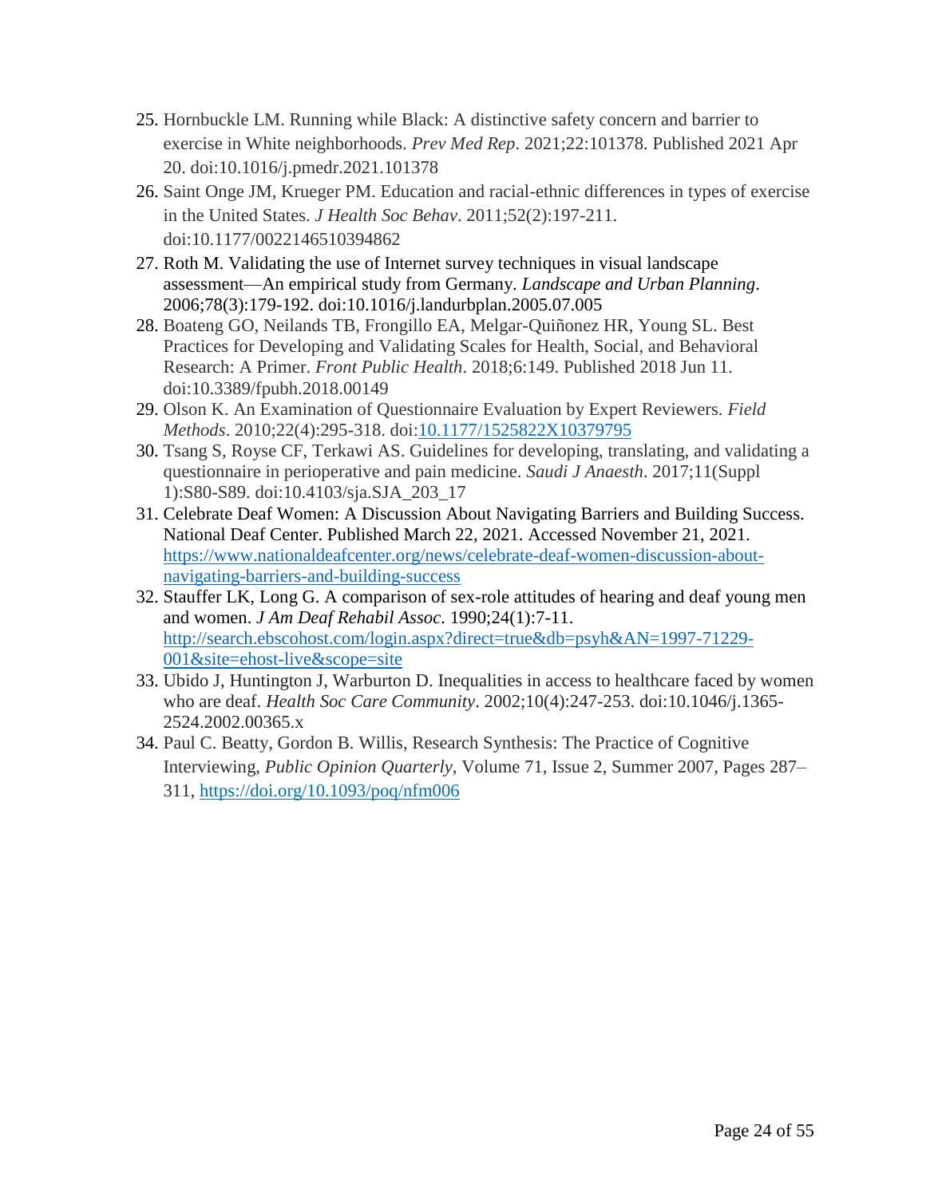25. Hornbuckle LM. Running while Black: A distinctive safety concern and barrier to exercise in White neighborhoods. *Prev Med Rep*. 2021;22:101378. Published 2021 Apr 20. doi:10.1016/j.pmedr.2021.101378
26. Saint Onge JM, Krueger PM. Education and racial-ethnic differences in types of exercise in the United States. *J Health Soc Behav*. 2011;52(2):197-211. doi:10.1177/0022146510394862
27. Roth M. Validating the use of Internet survey techniques in visual landscape assessment—An empirical study from Germany. *Landscape and Urban Planning*. 2006;78(3):179-192. doi:10.1016/j.landurbplan.2005.07.005
28. Boateng GO, Neilands TB, Frongillo EA, Melgar-Quiñonez HR, Young SL. Best Practices for Developing and Validating Scales for Health, Social, and Behavioral Research: A Primer. *Front Public Health*. 2018;6:149. Published 2018 Jun 11. doi:10.3389/fpubh.2018.00149
29. Olson K. An Examination of Questionnaire Evaluation by Expert Reviewers. *Field Methods*. 2010;22(4):295-318. doi:10.1177/1525822X10379795
30. Tsang S, Royse CF, Terkawi AS. Guidelines for developing, translating, and validating a questionnaire in perioperative and pain medicine. *Saudi J Anaesth*. 2017;11(Suppl 1):S80-S89. doi:10.4103/sja.SJA_203_17
31. Celebrate Deaf Women: A Discussion About Navigating Barriers and Building Success. National Deaf Center. Published March 22, 2021. Accessed November 21, 2021. https://www.nationaldeafcenter.org/news/celebrate-deaf-women-discussion-about-navigating-barriers-and-building-success
32. Stauffer LK, Long G. A comparison of sex-role attitudes of hearing and deaf young men and women. *J Am Deaf Rehabil Assoc*. 1990;24(1):7-11. http://search.ebscohost.com/login.aspx?direct=true&db=psyh&AN=1997-71229-001&site=ehost-live&scope=site
33. Ubido J, Huntington J, Warburton D. Inequalities in access to healthcare faced by women who are deaf. *Health Soc Care Community*. 2002;10(4):247-253. doi:10.1046/j.1365-2524.2002.00365.x
34. Paul C. Beatty, Gordon B. Willis, Research Synthesis: The Practice of Cognitive Interviewing, *Public Opinion Quarterly*, Volume 71, Issue 2, Summer 2007, Pages 287–311, https://doi.org/10.1093/poq/nfm006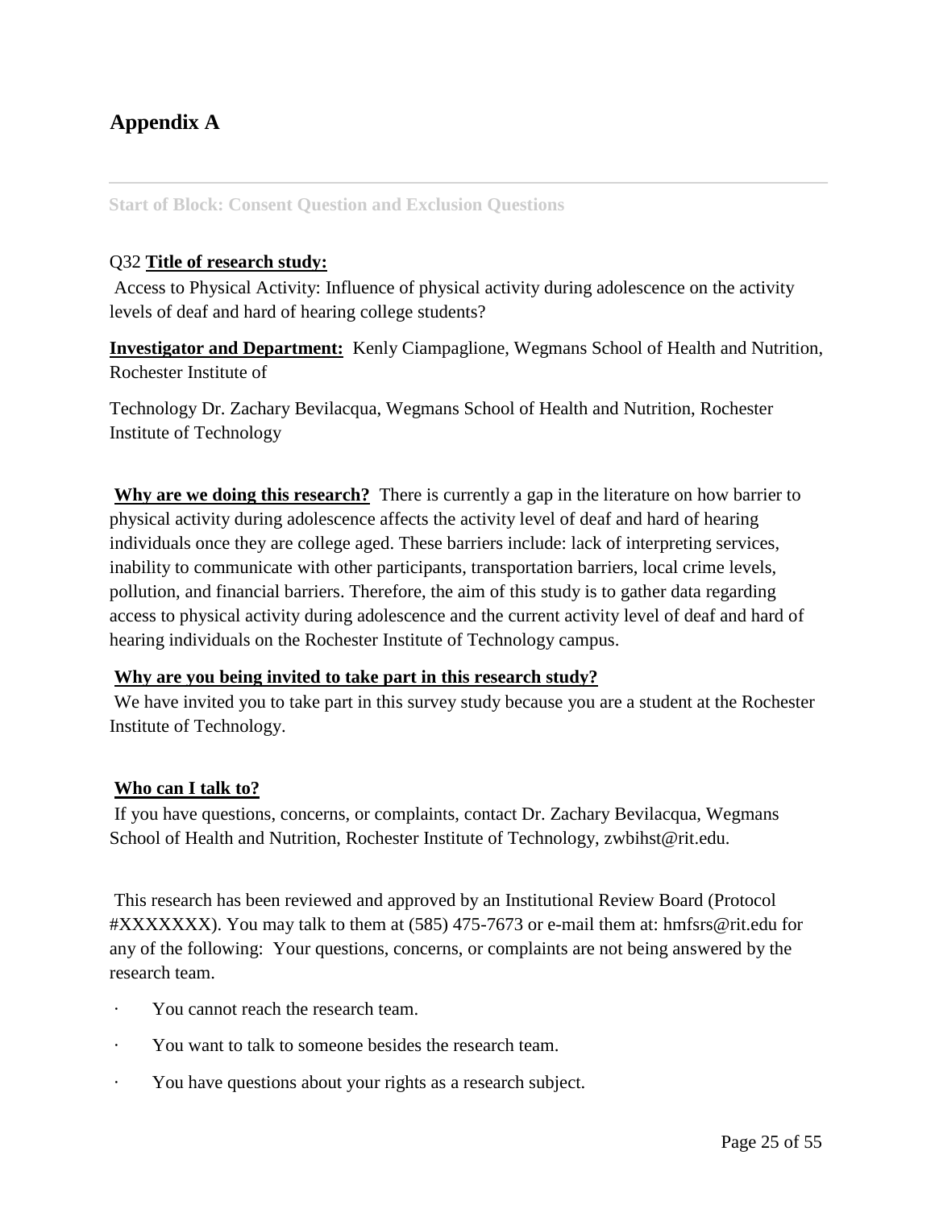## Appendix A

---

Start of Block: Consent Question and Exclusion Questions

Q32 **Title of research study:**
Access to Physical Activity: Influence of physical activity during adolescence on the activity levels of deaf and hard of hearing college students?

**Investigator and Department:** Kenly Ciampaglione, Wegmans School of Health and Nutrition, Rochester Institute of

Technology Dr. Zachary Bevilacqua, Wegmans School of Health and Nutrition, Rochester Institute of Technology

**Why are we doing this research?** There is currently a gap in the literature on how barrier to physical activity during adolescence affects the activity level of deaf and hard of hearing individuals once they are college aged. These barriers include: lack of interpreting services, inability to communicate with other participants, transportation barriers, local crime levels, pollution, and financial barriers. Therefore, the aim of this study is to gather data regarding access to physical activity during adolescence and the current activity level of deaf and hard of hearing individuals on the Rochester Institute of Technology campus.

**Why are you being invited to take part in this research study?**
We have invited you to take part in this survey study because you are a student at the Rochester Institute of Technology.

**Who can I talk to?**
If you have questions, concerns, or complaints, contact Dr. Zachary Bevilacqua, Wegmans School of Health and Nutrition, Rochester Institute of Technology, zwbihst@rit.edu.

This research has been reviewed and approved by an Institutional Review Board (Protocol #XXXXXXX). You may talk to them at (585) 475-7673 or e-mail them at: hmfsrs@rit.edu for any of the following: Your questions, concerns, or complaints are not being answered by the research team.

- You cannot reach the research team.
- You want to talk to someone besides the research team.
- You have questions about your rights as a research subject.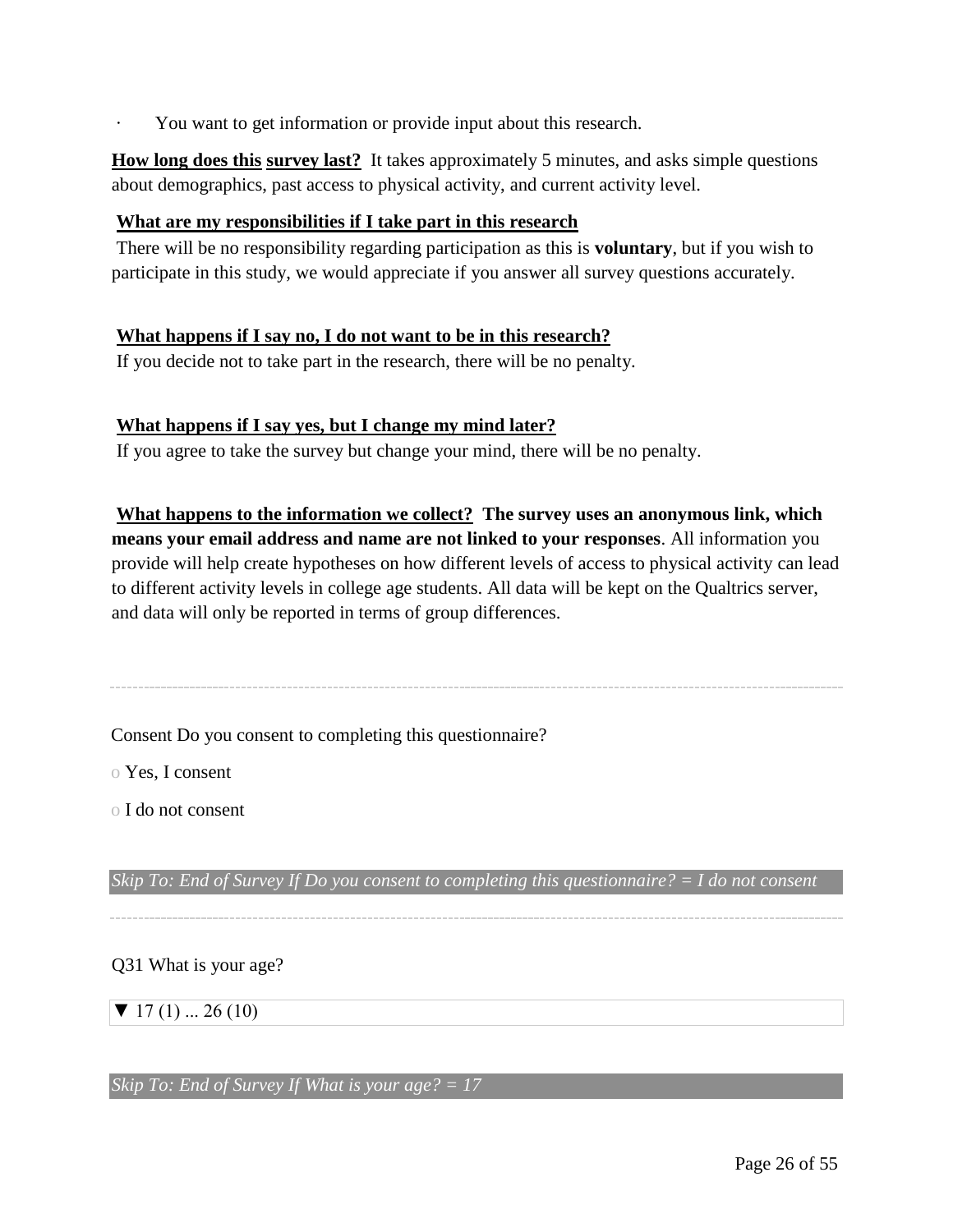- You want to get information or provide input about this research.

**How long does this survey last?** It takes approximately 5 minutes, and asks simple questions about demographics, past access to physical activity, and current activity level.

**What are my responsibilities if I take part in this research**

There will be no responsibility regarding participation as this is **voluntary**, but if you wish to participate in this study, we would appreciate if you answer all survey questions accurately.

**What happens if I say no, I do not want to be in this research?**

If you decide not to take part in the research, there will be no penalty.

**What happens if I say yes, but I change my mind later?**

If you agree to take the survey but change your mind, there will be no penalty.

**What happens to the information we collect?** **The survey uses an anonymous link, which means your email address and name are not linked to your responses**. All information you provide will help create hypotheses on how different levels of access to physical activity can lead to different activity levels in college age students. All data will be kept on the Qualtrics server, and data will only be reported in terms of group differences.

---

Consent Do you consent to completing this questionnaire?

o Yes, I consent

o I do not consent

*Skip To: End of Survey If Do you consent to completing this questionnaire? = I do not consent*

---

Q31 What is your age?

▼ 17 (1) ... 26 (10)

*Skip To: End of Survey If What is your age? = 17*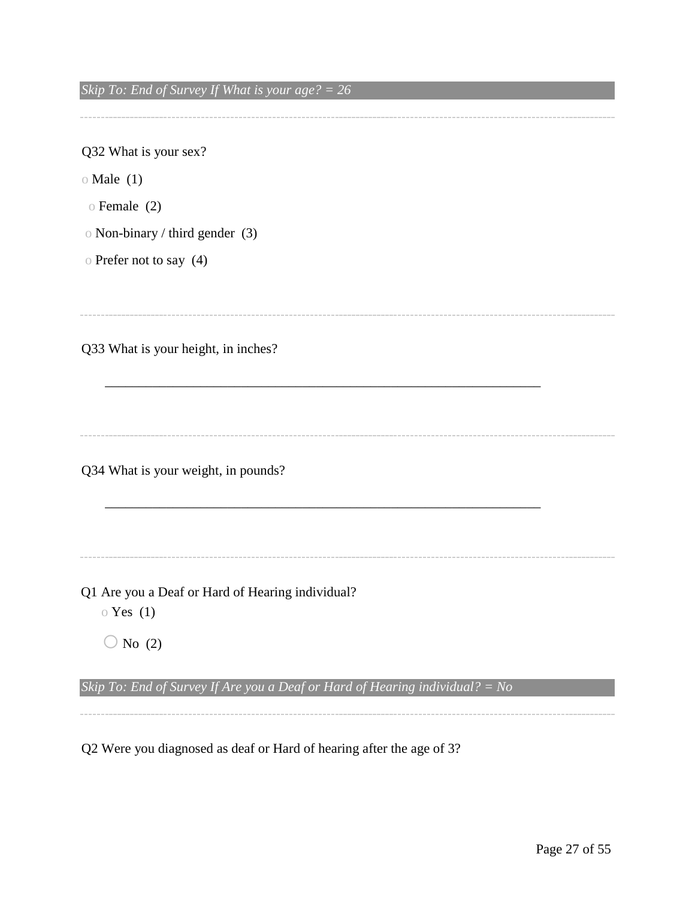*Skip To: End of Survey If What is your age? = 26*

---

Q32 What is your sex?

- Male (1)
- Female (2)
- Non-binary / third gender (3)
- Prefer not to say (4)

---

Q33 What is your height, in inches?

________________________________________________________________

---

Q34 What is your weight, in pounds?

________________________________________________________________

---

Q1 Are you a Deaf or Hard of Hearing individual?

- Yes (1)
- No (2)

*Skip To: End of Survey If Are you a Deaf or Hard of Hearing individual? = No*

---

Q2 Were you diagnosed as deaf or Hard of hearing after the age of 3?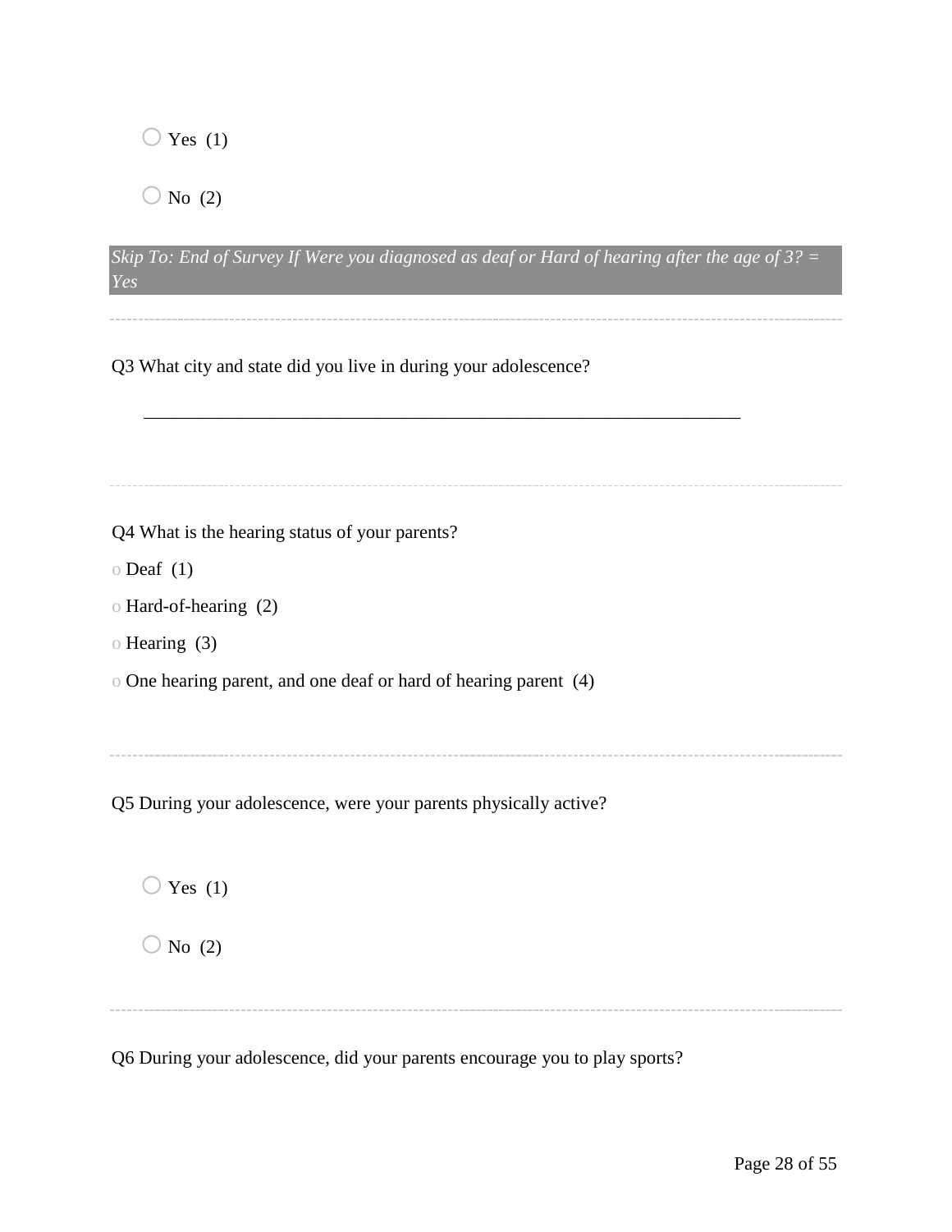○ Yes (1)

○ No (2)

*Skip To: End of Survey If Were you diagnosed as deaf or Hard of hearing after the age of 3? = Yes*

---

Q3 What city and state did you live in during your adolescence?

________________________________________________________________

---

Q4 What is the hearing status of your parents?

- o Deaf (1)
- o Hard-of-hearing (2)
- o Hearing (3)
- o One hearing parent, and one deaf or hard of hearing parent (4)

---

Q5 During your adolescence, were your parents physically active?

○ Yes (1)

○ No (2)

---

Q6 During your adolescence, did your parents encourage you to play sports?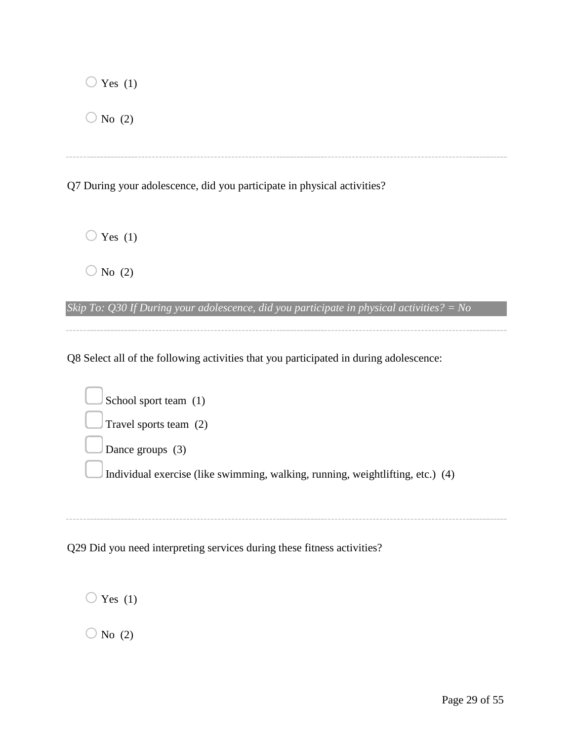○ Yes (1)

○ No (2)

---

Q7 During your adolescence, did you participate in physical activities?

○ Yes (1)

○ No (2)

*Skip To: Q30 If During your adolescence, did you participate in physical activities? = No*

---

Q8 Select all of the following activities that you participated in during adolescence:

☐ School sport team (1)

☐ Travel sports team (2)

☐ Dance groups (3)

☐ Individual exercise (like swimming, walking, running, weightlifting, etc.) (4)

---

Q29 Did you need interpreting services during these fitness activities?

○ Yes (1)

○ No (2)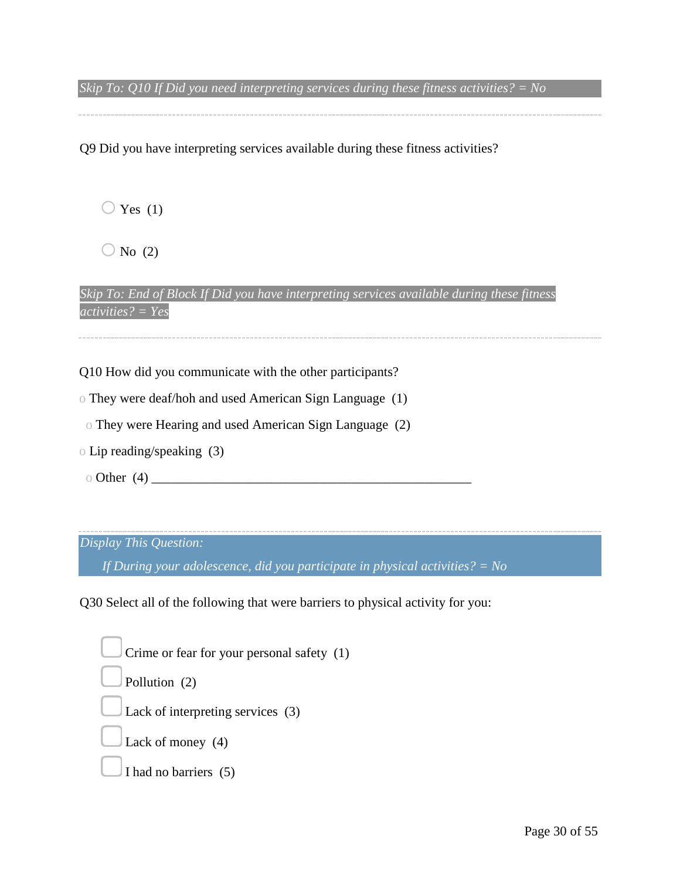*Skip To: Q10 If Did you need interpreting services during these fitness activities? = No*

---

Q9 Did you have interpreting services available during these fitness activities?

- ◯ Yes (1)
- ◯ No (2)

*Skip To: End of Block If Did you have interpreting services available during these fitness activities? = Yes*

---

Q10 How did you communicate with the other participants?

- o They were deaf/hoh and used American Sign Language (1)
- o They were Hearing and used American Sign Language (2)
- o Lip reading/speaking (3)
- o Other (4) ________________________________________________

---

*Display This Question:*

*If During your adolescence, did you participate in physical activities? = No*

Q30 Select all of the following that were barriers to physical activity for you:

- ☐ Crime or fear for your personal safety (1)
- ☐ Pollution (2)
- ☐ Lack of interpreting services (3)
- ☐ Lack of money (4)
- ☐ I had no barriers (5)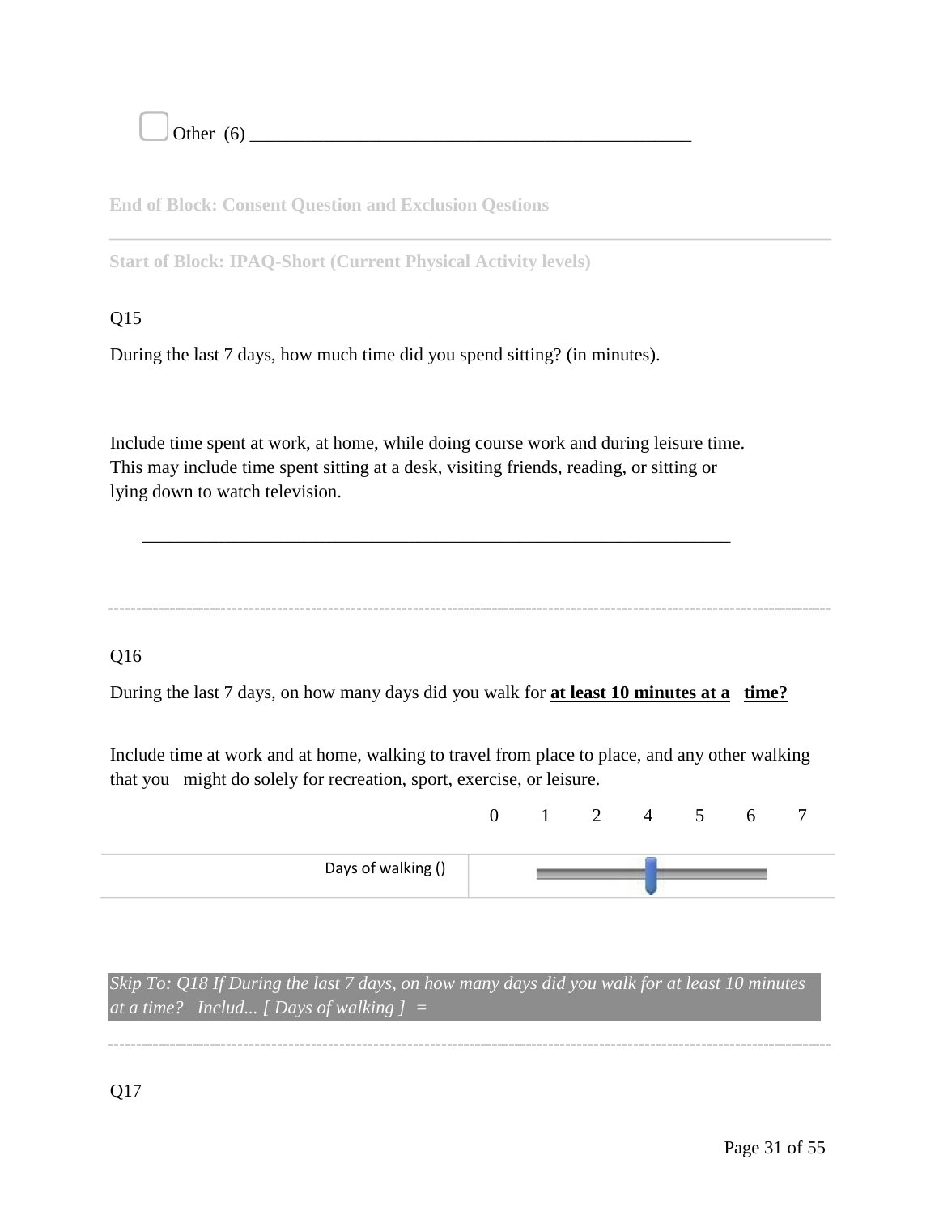☐ Other (6) ________________________________________________

End of Block: Consent Question and Exclusion Qestions

---

Start of Block: IPAQ-Short (Current Physical Activity levels)

Q15

During the last 7 days, how much time did you spend sitting? (in minutes).

Include time spent at work, at home, while doing course work and during leisure time. This may include time spent sitting at a desk, visiting friends, reading, or sitting or lying down to watch television.

________________________________________________________________

---

Q16

During the last 7 days, on how many days did you walk for **<u>at least 10 minutes at a time?</u>**

Include time at work and at home, walking to travel from place to place, and any other walking that you might do solely for recreation, sport, exercise, or leisure.

| | 0 | 1 | 2 | 4 | 5 | 6 | 7 |
|---|---|---|---|---|---|---|---|
| Days of walking () | | | | | | | |

*Skip To: Q18 If During the last 7 days, on how many days did you walk for at least 10 minutes at a time? Includ... [ Days of walking ] =*

---

Q17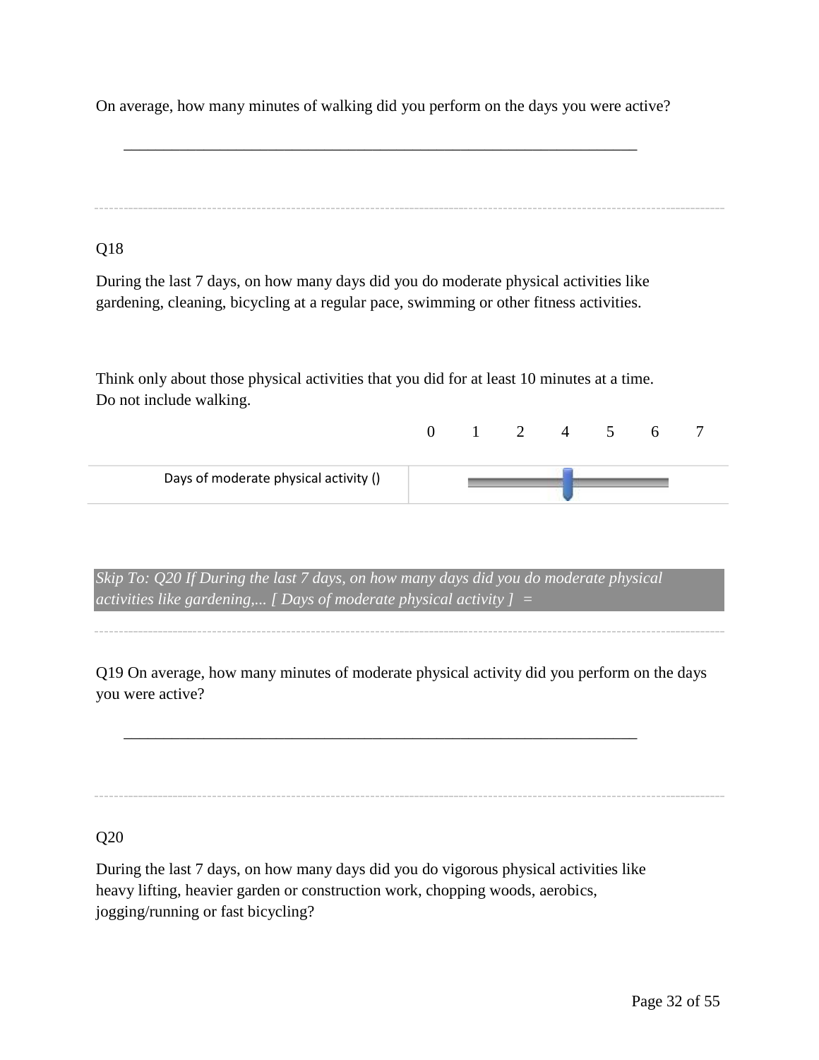On average, how many minutes of walking did you perform on the days you were active?

_______________________________________________________________

---

Q18

During the last 7 days, on how many days did you do moderate physical activities like gardening, cleaning, bicycling at a regular pace, swimming or other fitness activities.

Think only about those physical activities that you did for at least 10 minutes at a time. Do not include walking.

| | 0 | 1 | 2 | 4 | 5 | 6 | 7 |
|---|---|---|---|---|---|---|---|
| Days of moderate physical activity () | | | | | | | |

*Skip To: Q20 If During the last 7 days, on how many days did you do moderate physical activities like gardening,... [ Days of moderate physical activity ] =*

---

Q19 On average, how many minutes of moderate physical activity did you perform on the days you were active?

_______________________________________________________________

---

Q20

During the last 7 days, on how many days did you do vigorous physical activities like heavy lifting, heavier garden or construction work, chopping woods, aerobics, jogging/running or fast bicycling?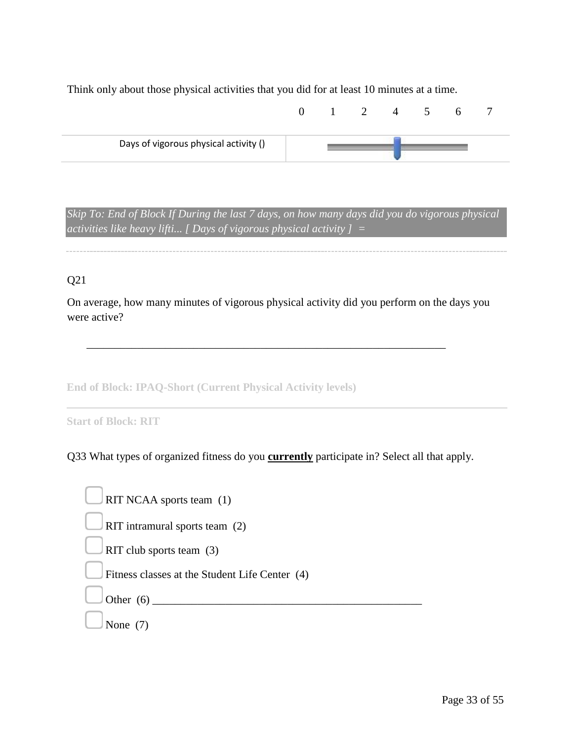Think only about those physical activities that you did for at least 10 minutes at a time.

| | 0 | 1 | 2 | 4 | 5 | 6 | 7 |
|---|---|---|---|---|---|---|---|
| Days of vigorous physical activity () | | | | | | | |

*Skip To: End of Block If During the last 7 days, on how many days did you do vigorous physical activities like heavy lifti... [ Days of vigorous physical activity ] =*

Q21

On average, how many minutes of vigorous physical activity did you perform on the days you were active?

________________________________________________________________

**End of Block: IPAQ-Short (Current Physical Activity levels)**

**Start of Block: RIT**

Q33 What types of organized fitness do you **currently** participate in? Select all that apply.

- ▢ RIT NCAA sports team (1)
- ▢ RIT intramural sports team (2)
- ▢ RIT club sports team (3)
- ▢ Fitness classes at the Student Life Center (4)
- ▢ Other (6) ________________________________________________
- ▢ None (7)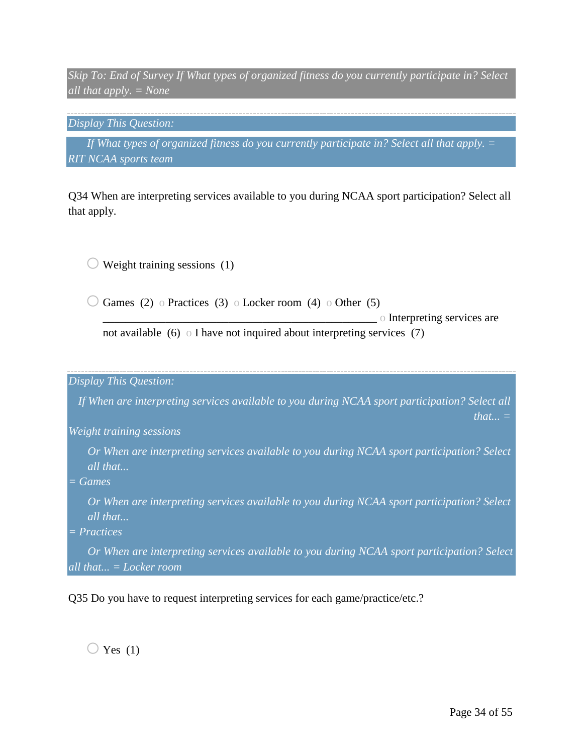*Skip To: End of Survey If What types of organized fitness do you currently participate in? Select all that apply. = None*

---

*Display This Question:*

*If What types of organized fitness do you currently participate in? Select all that apply. = RIT NCAA sports team*

Q34 When are interpreting services available to you during NCAA sport participation? Select all that apply.

- Weight training sessions (1)
- Games (2)
- Practices (3)
- Locker room (4)
- Other (5) ________________________________________________
- Interpreting services are not available (6)
- I have not inquired about interpreting services (7)

---

*Display This Question:*

*If When are interpreting services available to you during NCAA sport participation? Select all that... = Weight training sessions*

*Or When are interpreting services available to you during NCAA sport participation? Select all that... = Games*

*Or When are interpreting services available to you during NCAA sport participation? Select all that... = Practices*

*Or When are interpreting services available to you during NCAA sport participation? Select all that... = Locker room*

Q35 Do you have to request interpreting services for each game/practice/etc.?

- Yes (1)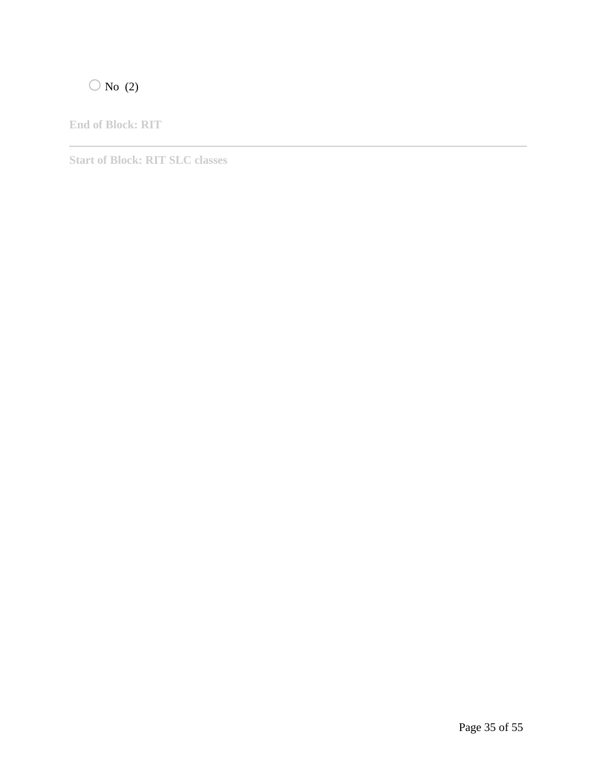○ No (2)

**End of Block: RIT**

---

**Start of Block: RIT SLC classes**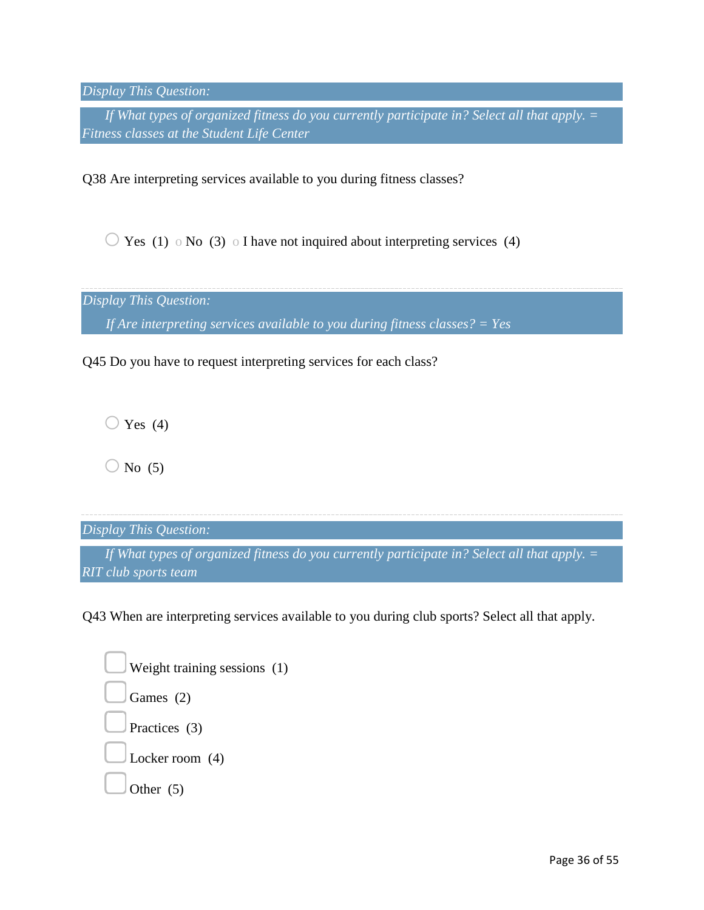*Display This Question:*

*If What types of organized fitness do you currently participate in? Select all that apply. = Fitness classes at the Student Life Center*

Q38 Are interpreting services available to you during fitness classes?

- ○ Yes (1) ○ No (3) ○ I have not inquired about interpreting services (4)

---

*Display This Question:*

*If Are interpreting services available to you during fitness classes? = Yes*

Q45 Do you have to request interpreting services for each class?

- ○ Yes (4)
- ○ No (5)

---

*Display This Question:*

*If What types of organized fitness do you currently participate in? Select all that apply. = RIT club sports team*

Q43 When are interpreting services available to you during club sports? Select all that apply.

- ☐ Weight training sessions (1)
- ☐ Games (2)
- ☐ Practices (3)
- ☐ Locker room (4)
- ☐ Other (5)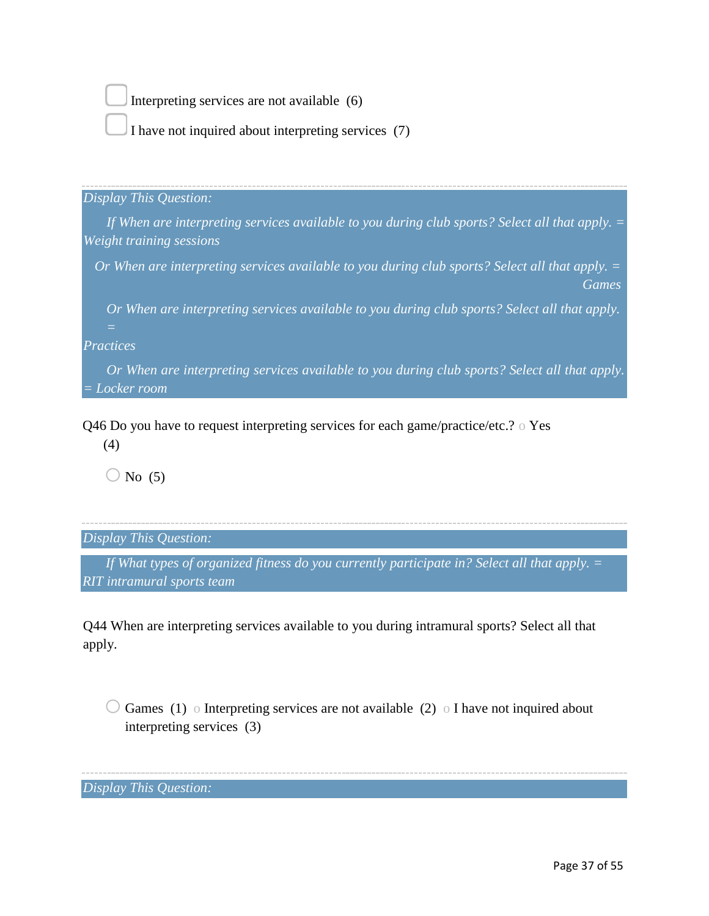- [ ] Interpreting services are not available (6)
- [ ] I have not inquired about interpreting services (7)

---

*Display This Question:*

*If When are interpreting services available to you during club sports? Select all that apply. = Weight training sessions*

*Or When are interpreting services available to you during club sports? Select all that apply. = Games*

*Or When are interpreting services available to you during club sports? Select all that apply. = Practices*

*Or When are interpreting services available to you during club sports? Select all that apply. = Locker room*

Q46 Do you have to request interpreting services for each game/practice/etc.?

- ○ Yes (4)
- ○ No (5)

---

*Display This Question:*

*If What types of organized fitness do you currently participate in? Select all that apply. = RIT intramural sports team*

Q44 When are interpreting services available to you during intramural sports? Select all that apply.

- ○ Games (1)
- ○ Interpreting services are not available (2)
- ○ I have not inquired about interpreting services (3)

---

*Display This Question:*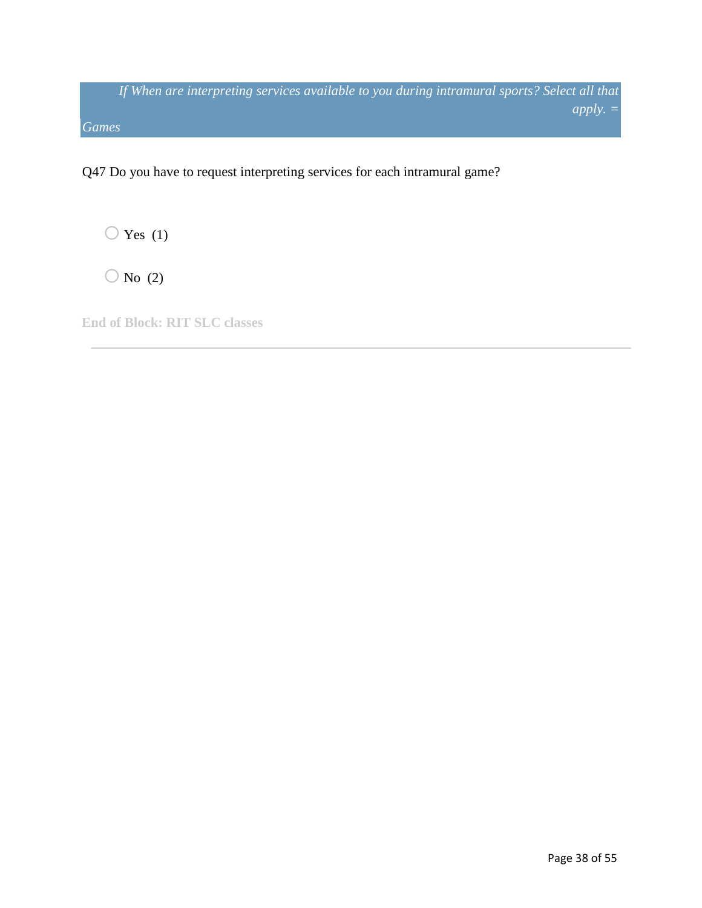*If When are interpreting services available to you during intramural sports? Select all that apply. = Games*

Q47 Do you have to request interpreting services for each intramural game?

○ Yes (1)

○ No (2)

**End of Block: RIT SLC classes**

---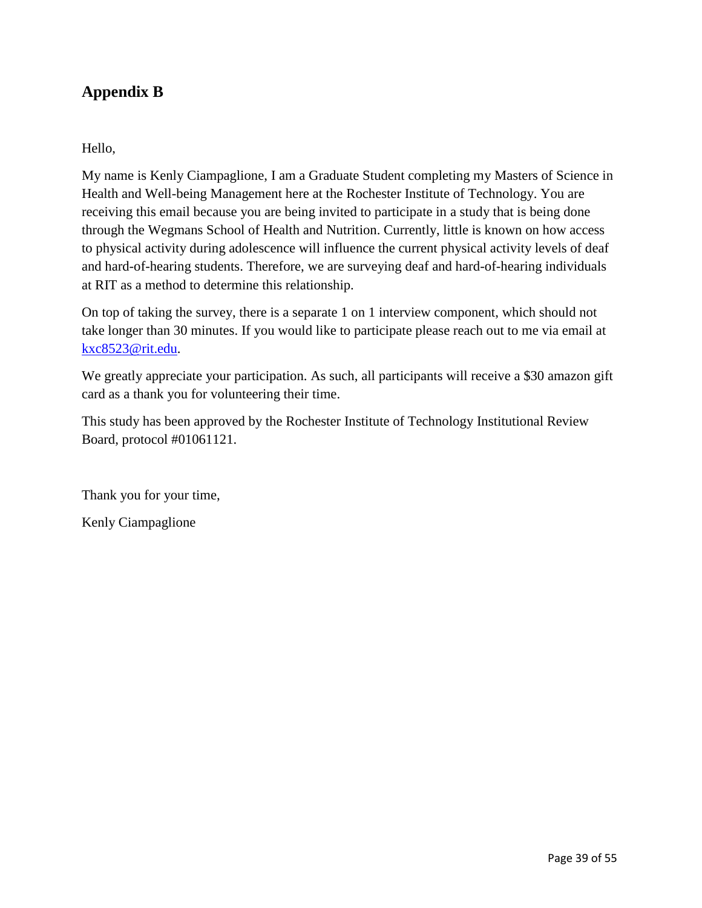## Appendix B

Hello,

My name is Kenly Ciampaglione, I am a Graduate Student completing my Masters of Science in Health and Well-being Management here at the Rochester Institute of Technology. You are receiving this email because you are being invited to participate in a study that is being done through the Wegmans School of Health and Nutrition. Currently, little is known on how access to physical activity during adolescence will influence the current physical activity levels of deaf and hard-of-hearing students. Therefore, we are surveying deaf and hard-of-hearing individuals at RIT as a method to determine this relationship.

On top of taking the survey, there is a separate 1 on 1 interview component, which should not take longer than 30 minutes. If you would like to participate please reach out to me via email at kxc8523@rit.edu.

We greatly appreciate your participation. As such, all participants will receive a $30 amazon gift card as a thank you for volunteering their time.

This study has been approved by the Rochester Institute of Technology Institutional Review Board, protocol #01061121.

Thank you for your time,

Kenly Ciampaglione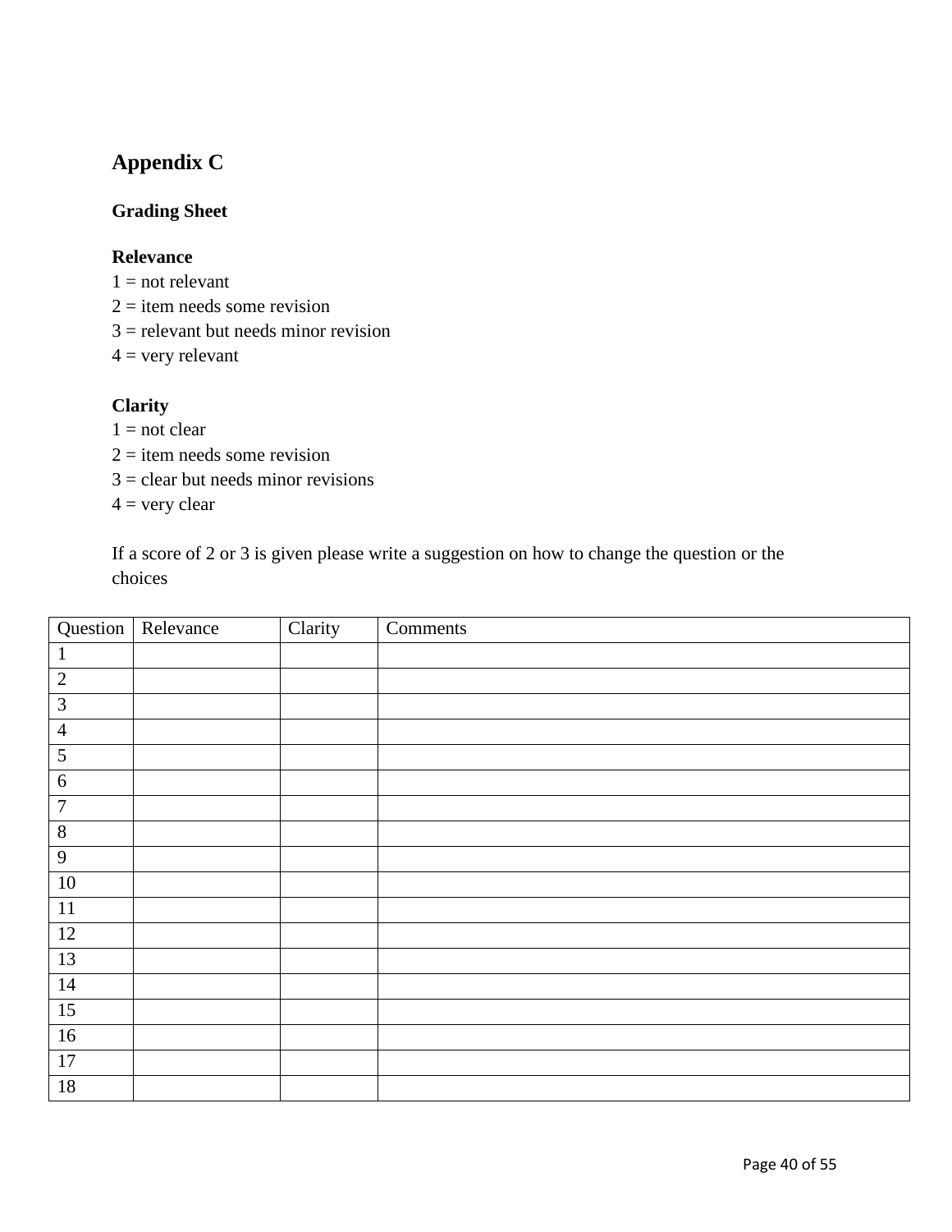# Appendix C

## Grading Sheet

**Relevance**
1 = not relevant
2 = item needs some revision
3 = relevant but needs minor revision
4 = very relevant

**Clarity**
1 = not clear
2 = item needs some revision
3 = clear but needs minor revisions
4 = very clear

If a score of 2 or 3 is given please write a suggestion on how to change the question or the choices

| Question | Relevance | Clarity | Comments |
|---|---|---|---|
| 1 | | | |
| 2 | | | |
| 3 | | | |
| 4 | | | |
| 5 | | | |
| 6 | | | |
| 7 | | | |
| 8 | | | |
| 9 | | | |
| 10 | | | |
| 11 | | | |
| 12 | | | |
| 13 | | | |
| 14 | | | |
| 15 | | | |
| 16 | | | |
| 17 | | | |
| 18 | | | |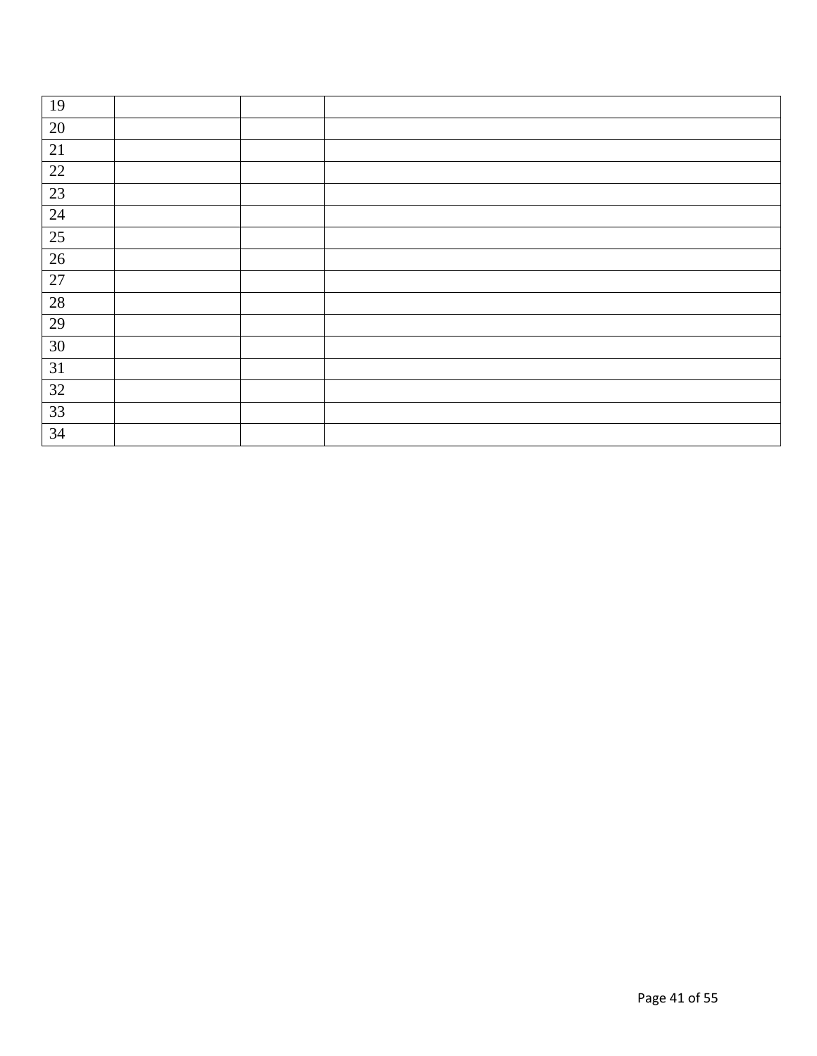| | | | |
|---|---|---|---|
| 19 | | | |
| 20 | | | |
| 21 | | | |
| 22 | | | |
| 23 | | | |
| 24 | | | |
| 25 | | | |
| 26 | | | |
| 27 | | | |
| 28 | | | |
| 29 | | | |
| 30 | | | |
| 31 | | | |
| 32 | | | |
| 33 | | | |
| 34 | | | |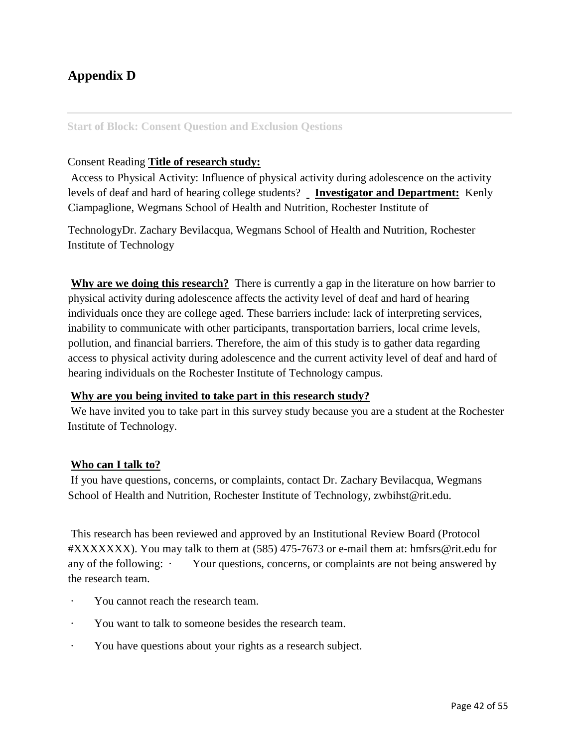# Appendix D

---

Start of Block: Consent Question and Exclusion Qestions

Consent Reading **Title of research study:**

Access to Physical Activity: Influence of physical activity during adolescence on the activity levels of deaf and hard of hearing college students? **Investigator and Department:** Kenly Ciampaglione, Wegmans School of Health and Nutrition, Rochester Institute of

TechnologyDr. Zachary Bevilacqua, Wegmans School of Health and Nutrition, Rochester Institute of Technology

**Why are we doing this research?** There is currently a gap in the literature on how barrier to physical activity during adolescence affects the activity level of deaf and hard of hearing individuals once they are college aged. These barriers include: lack of interpreting services, inability to communicate with other participants, transportation barriers, local crime levels, pollution, and financial barriers. Therefore, the aim of this study is to gather data regarding access to physical activity during adolescence and the current activity level of deaf and hard of hearing individuals on the Rochester Institute of Technology campus.

**Why are you being invited to take part in this research study?**

We have invited you to take part in this survey study because you are a student at the Rochester Institute of Technology.

**Who can I talk to?**

If you have questions, concerns, or complaints, contact Dr. Zachary Bevilacqua, Wegmans School of Health and Nutrition, Rochester Institute of Technology, zwbihst@rit.edu.

This research has been reviewed and approved by an Institutional Review Board (Protocol #XXXXXXX). You may talk to them at (585) 475-7673 or e-mail them at: hmfsrs@rit.edu for any of the following: · Your questions, concerns, or complaints are not being answered by the research team.

- You cannot reach the research team.
- You want to talk to someone besides the research team.
- You have questions about your rights as a research subject.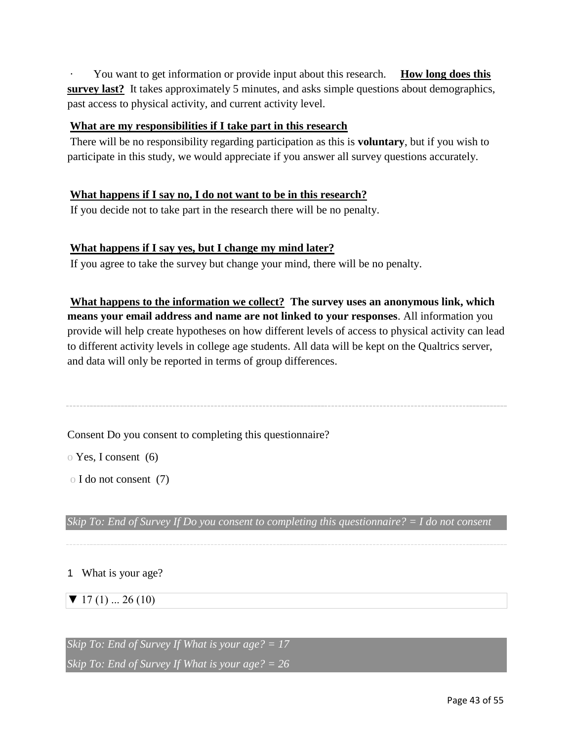· You want to get information or provide input about this research. **How long does this survey last?** It takes approximately 5 minutes, and asks simple questions about demographics, past access to physical activity, and current activity level.

**What are my responsibilities if I take part in this research**

There will be no responsibility regarding participation as this is **voluntary**, but if you wish to participate in this study, we would appreciate if you answer all survey questions accurately.

**What happens if I say no, I do not want to be in this research?**

If you decide not to take part in the research there will be no penalty.

**What happens if I say yes, but I change my mind later?**

If you agree to take the survey but change your mind, there will be no penalty.

**What happens to the information we collect? The survey uses an anonymous link, which means your email address and name are not linked to your responses**. All information you provide will help create hypotheses on how different levels of access to physical activity can lead to different activity levels in college age students. All data will be kept on the Qualtrics server, and data will only be reported in terms of group differences.

---

Consent Do you consent to completing this questionnaire?

o Yes, I consent (6)

o I do not consent (7)

*Skip To: End of Survey If Do you consent to completing this questionnaire? = I do not consent*

---

1 What is your age?

▼ 17 (1) ... 26 (10)

*Skip To: End of Survey If What is your age? = 17*

*Skip To: End of Survey If What is your age? = 26*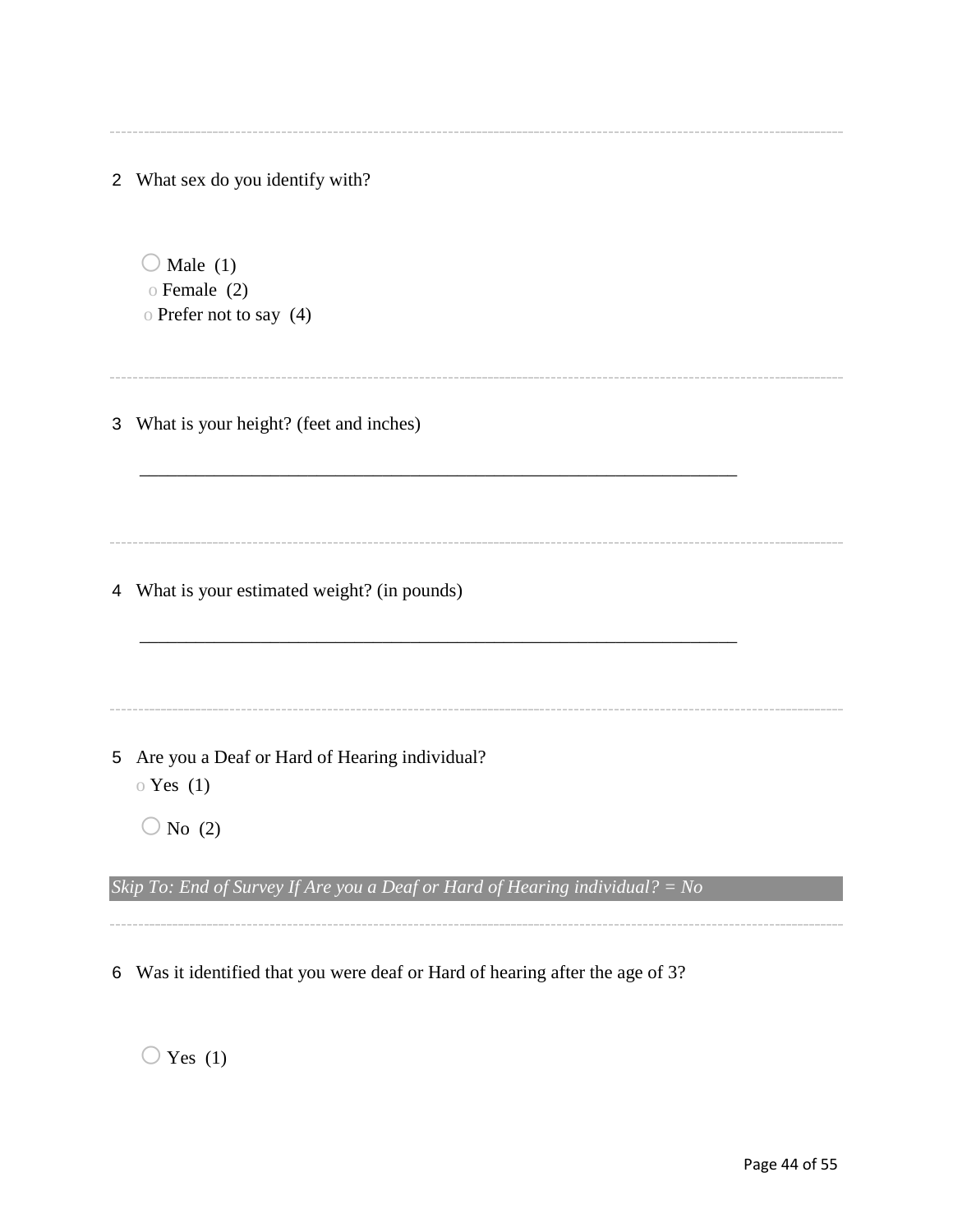2 What sex do you identify with?

- ○ Male (1)
- ○ Female (2)
- ○ Prefer not to say (4)

---

3 What is your height? (feet and inches)

________________________________________________________________

---

4 What is your estimated weight? (in pounds)

________________________________________________________________

---

5 Are you a Deaf or Hard of Hearing individual?

- ○ Yes (1)
- ○ No (2)

*Skip To: End of Survey If Are you a Deaf or Hard of Hearing individual? = No*

---

6 Was it identified that you were deaf or Hard of hearing after the age of 3?

- ○ Yes (1)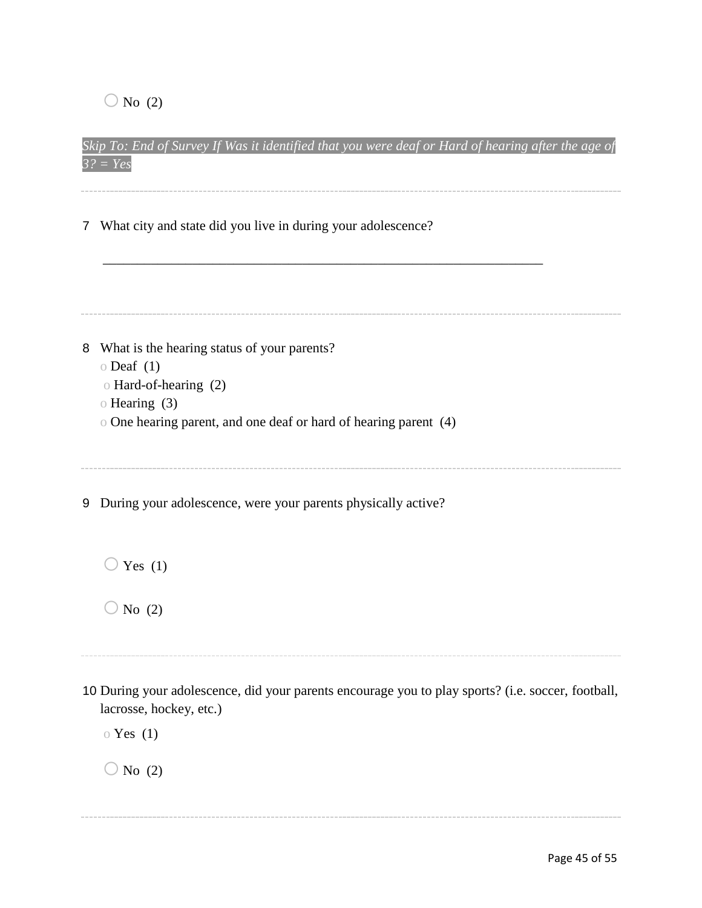○ No (2)

*Skip To: End of Survey If Was it identified that you were deaf or Hard of hearing after the age of 3? = Yes*

---

7 What city and state did you live in during your adolescence?

________________________________________________________________

---

8 What is the hearing status of your parents?

- o Deaf (1)
- o Hard-of-hearing (2)
- o Hearing (3)
- o One hearing parent, and one deaf or hard of hearing parent (4)

---

9 During your adolescence, were your parents physically active?

○ Yes (1)

○ No (2)

---

10 During your adolescence, did your parents encourage you to play sports? (i.e. soccer, football, lacrosse, hockey, etc.)

o Yes (1)

○ No (2)

---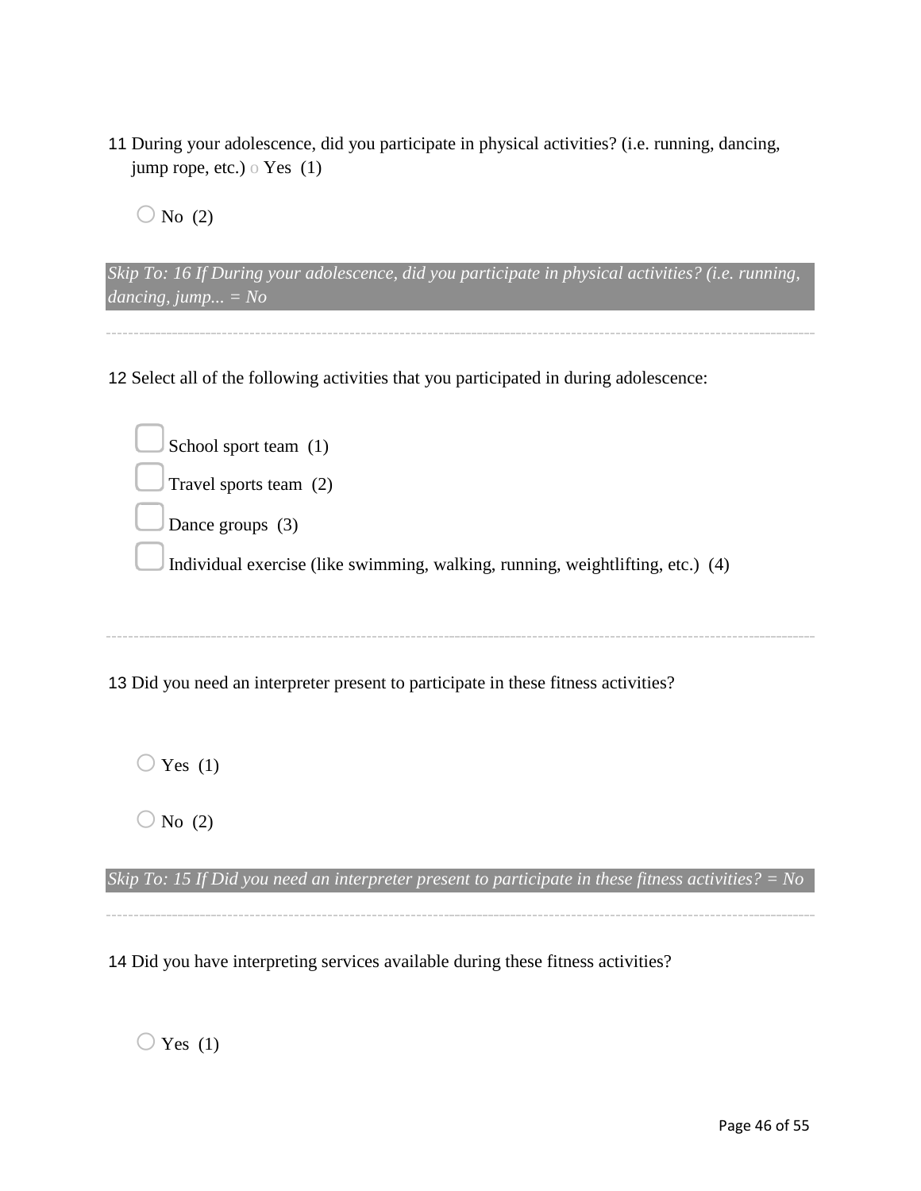11 During your adolescence, did you participate in physical activities? (i.e. running, dancing, jump rope, etc.) o Yes (1)

○ No (2)

*Skip To: 16 If During your adolescence, did you participate in physical activities? (i.e. running, dancing, jump... = No*

---

12 Select all of the following activities that you participated in during adolescence:

▢ School sport team (1)

▢ Travel sports team (2)

▢ Dance groups (3)

▢ Individual exercise (like swimming, walking, running, weightlifting, etc.) (4)

---

13 Did you need an interpreter present to participate in these fitness activities?

○ Yes (1)

○ No (2)

*Skip To: 15 If Did you need an interpreter present to participate in these fitness activities? = No*

---

14 Did you have interpreting services available during these fitness activities?

○ Yes (1)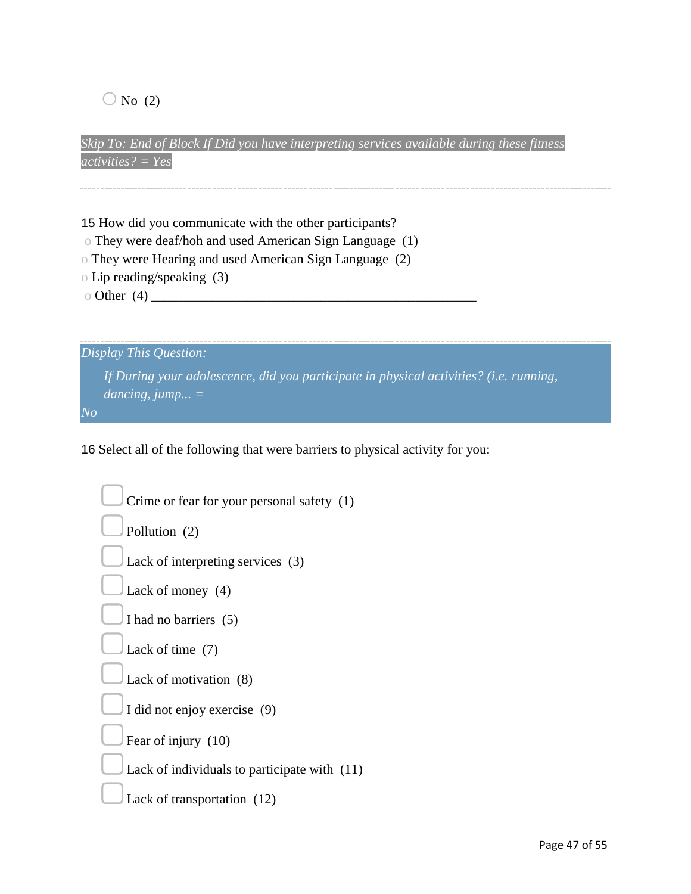○ No (2)

*Skip To: End of Block If Did you have interpreting services available during these fitness activities? = Yes*

---

15 How did you communicate with the other participants?

- o They were deaf/hoh and used American Sign Language (1)
- o They were Hearing and used American Sign Language (2)
- o Lip reading/speaking (3)
- o Other (4) ________________________________________________

---

*Display This Question:*

*If During your adolescence, did you participate in physical activities? (i.e. running, dancing, jump... =*
*No*

16 Select all of the following that were barriers to physical activity for you:

- ▢ Crime or fear for your personal safety (1)
- ▢ Pollution (2)
- ▢ Lack of interpreting services (3)
- ▢ Lack of money (4)
- ▢ I had no barriers (5)
- ▢ Lack of time (7)
- ▢ Lack of motivation (8)
- ▢ I did not enjoy exercise (9)
- ▢ Fear of injury (10)
- ▢ Lack of individuals to participate with (11)
- ▢ Lack of transportation (12)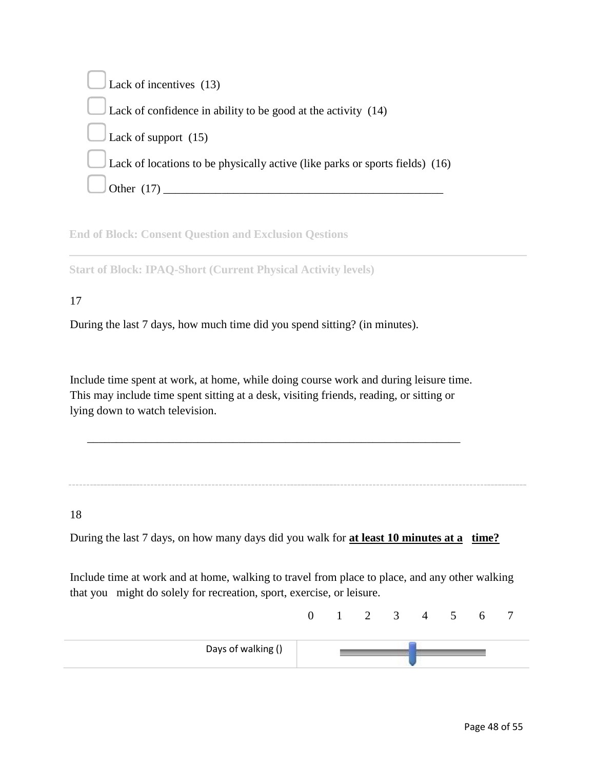- [ ] Lack of incentives (13)
- [ ] Lack of confidence in ability to be good at the activity (14)
- [ ] Lack of support (15)
- [ ] Lack of locations to be physically active (like parks or sports fields) (16)
- [ ] Other (17) __________________________________________________

**End of Block: Consent Question and Exclusion Qestions**

---

**Start of Block: IPAQ-Short (Current Physical Activity levels)**

17

During the last 7 days, how much time did you spend sitting? (in minutes).

Include time spent at work, at home, while doing course work and during leisure time. This may include time spent sitting at a desk, visiting friends, reading, or sitting or lying down to watch television.

________________________________________________________________

---

18

During the last 7 days, on how many days did you walk for **at least 10 minutes at a time?**

Include time at work and at home, walking to travel from place to place, and any other walking that you might do solely for recreation, sport, exercise, or leisure.

| | 0 | 1 | 2 | 3 | 4 | 5 | 6 | 7 |
|---|---|---|---|---|---|---|---|---|
| Days of walking () | | | | | | | | |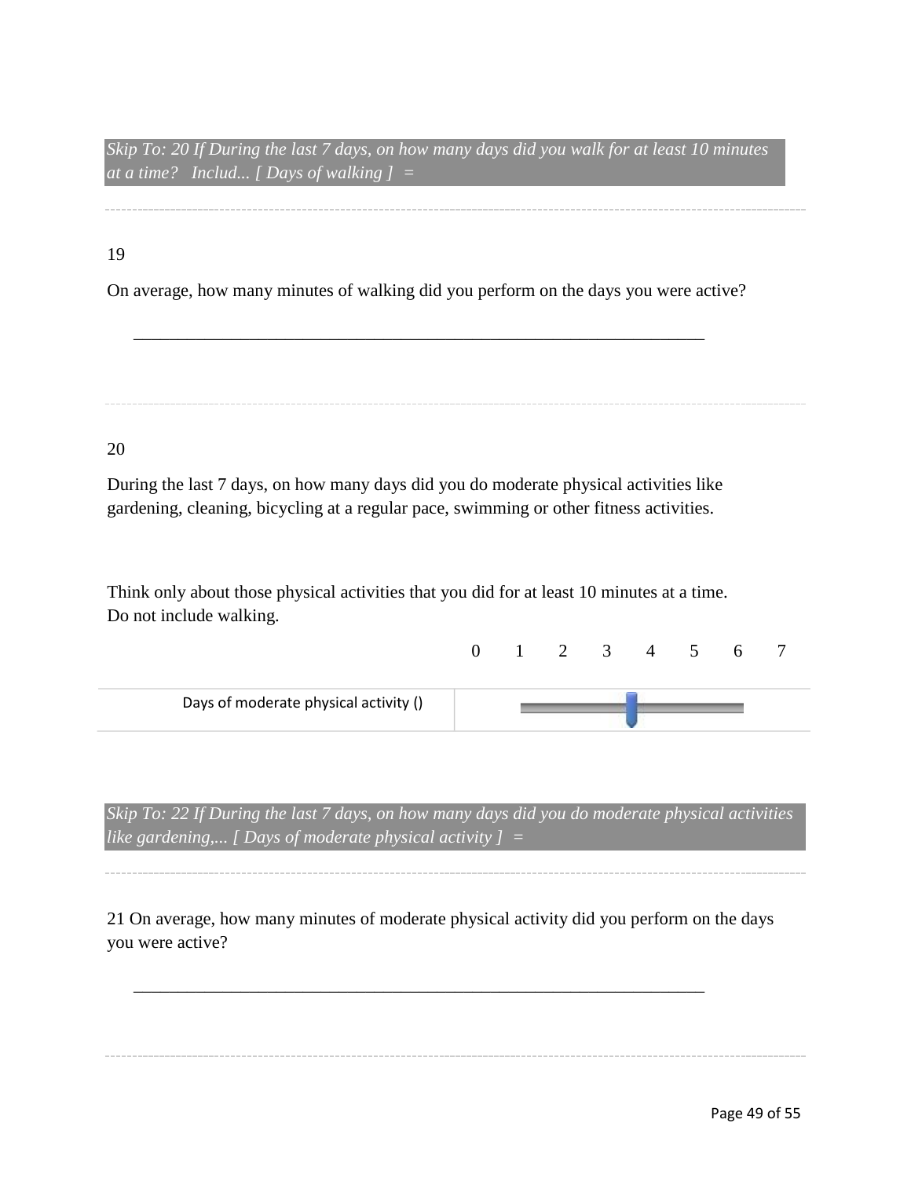*Skip To: 20 If During the last 7 days, on how many days did you walk for at least 10 minutes at a time? Includ... [ Days of walking ] =*

---

19

On average, how many minutes of walking did you perform on the days you were active?

________________________________________________________________

---

20

During the last 7 days, on how many days did you do moderate physical activities like gardening, cleaning, bicycling at a regular pace, swimming or other fitness activities.

Think only about those physical activities that you did for at least 10 minutes at a time. Do not include walking.

| | 0 | 1 | 2 | 3 | 4 | 5 | 6 | 7 |
|---|---|---|---|---|---|---|---|---|
| Days of moderate physical activity () | | | | | | | | |

*Skip To: 22 If During the last 7 days, on how many days did you do moderate physical activities like gardening,... [ Days of moderate physical activity ] =*

---

21 On average, how many minutes of moderate physical activity did you perform on the days you were active?

________________________________________________________________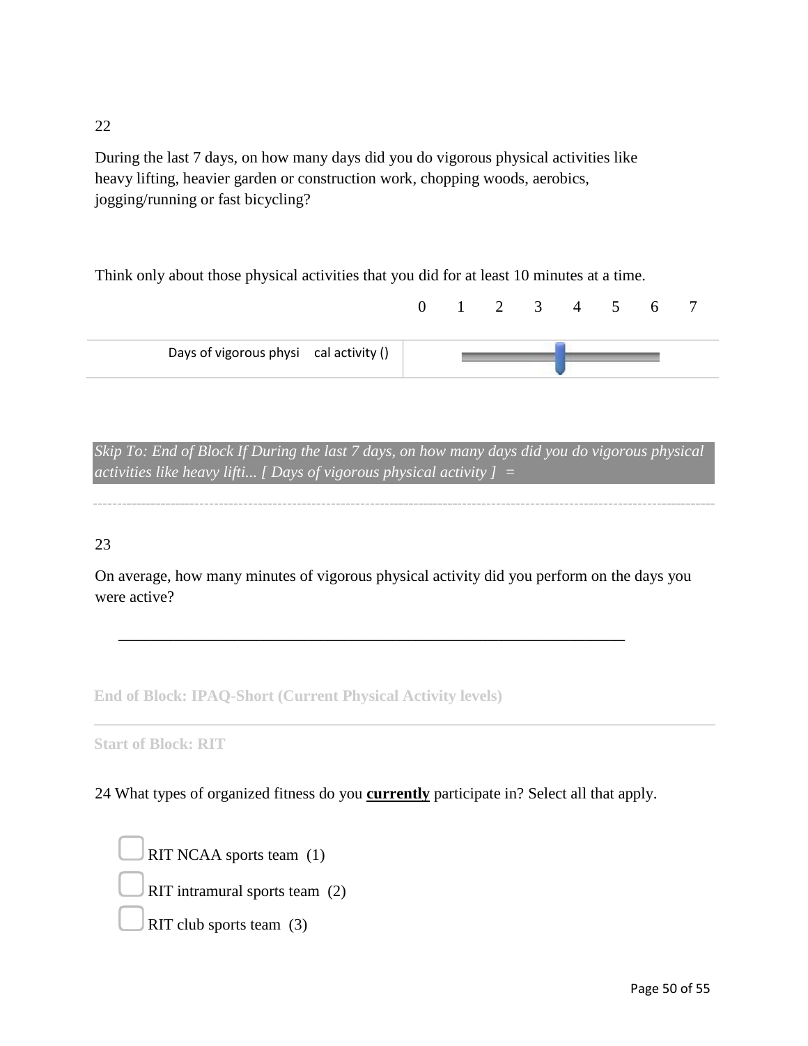22

During the last 7 days, on how many days did you do vigorous physical activities like heavy lifting, heavier garden or construction work, chopping woods, aerobics, jogging/running or fast bicycling?

Think only about those physical activities that you did for at least 10 minutes at a time.

| | 0 | 1 | 2 | 3 | 4 | 5 | 6 | 7 |
|---|---|---|---|---|---|---|---|---|
| Days of vigorous physi cal activity () | | | | | | | | |

*Skip To: End of Block If During the last 7 days, on how many days did you do vigorous physical activities like heavy lifti... [ Days of vigorous physical activity ] =*

23

On average, how many minutes of vigorous physical activity did you perform on the days you were active?

________________________________________________________________

**End of Block: IPAQ-Short (Current Physical Activity levels)**

**Start of Block: RIT**

24 What types of organized fitness do you **currently** participate in? Select all that apply.

- ▢ RIT NCAA sports team (1)
- ▢ RIT intramural sports team (2)
- ▢ RIT club sports team (3)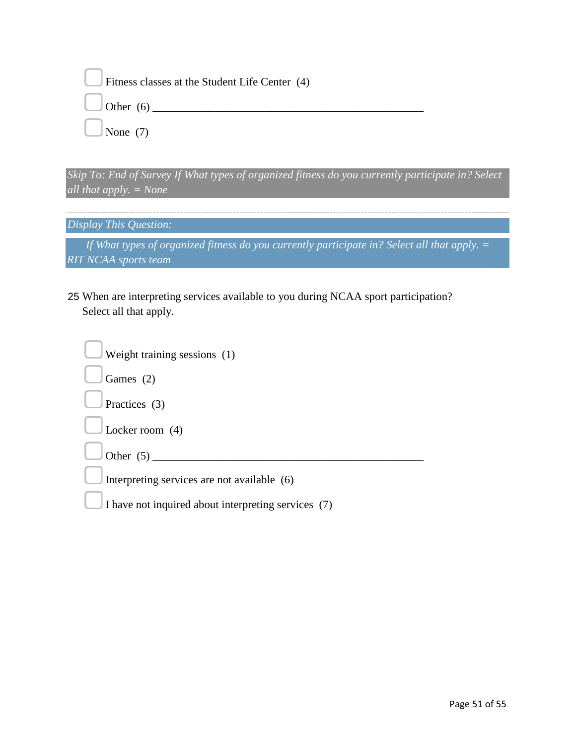- ☐ Fitness classes at the Student Life Center (4)
- ☐ Other (6) ________________________________________________
- ☐ None (7)

*Skip To: End of Survey If What types of organized fitness do you currently participate in? Select all that apply. = None*

---

*Display This Question:*

*If What types of organized fitness do you currently participate in? Select all that apply. = RIT NCAA sports team*

25 When are interpreting services available to you during NCAA sport participation? Select all that apply.

- ☐ Weight training sessions (1)
- ☐ Games (2)
- ☐ Practices (3)
- ☐ Locker room (4)
- ☐ Other (5) ________________________________________________
- ☐ Interpreting services are not available (6)
- ☐ I have not inquired about interpreting services (7)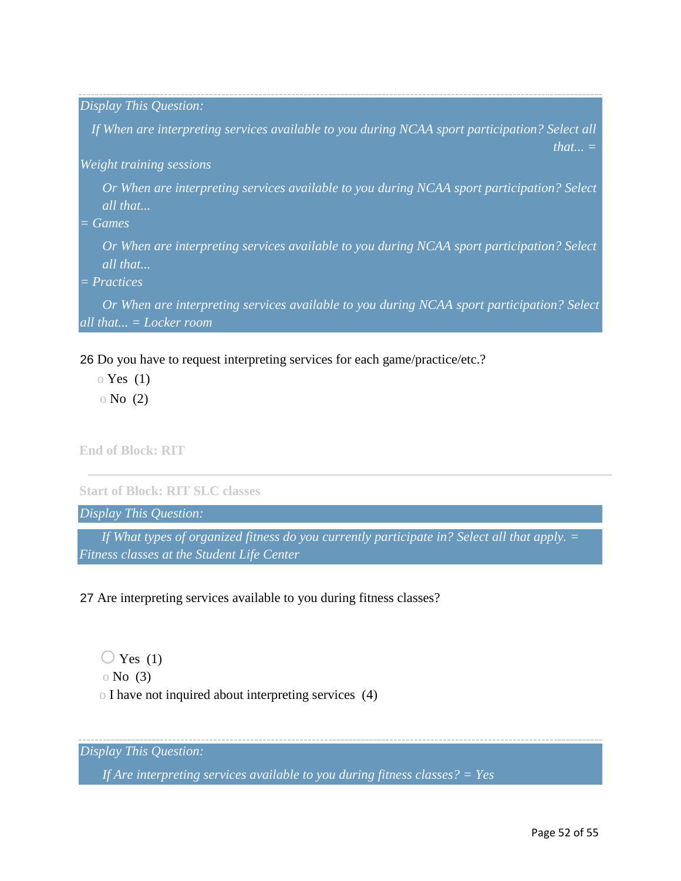*Display This Question:*

*If When are interpreting services available to you during NCAA sport participation? Select all that... = Weight training sessions*

*Or When are interpreting services available to you during NCAA sport participation? Select all that... = Games*

*Or When are interpreting services available to you during NCAA sport participation? Select all that... = Practices*

*Or When are interpreting services available to you during NCAA sport participation? Select all that... = Locker room*

26 Do you have to request interpreting services for each game/practice/etc.?

- o Yes (1)
- o No (2)

**End of Block: RIT**

---

**Start of Block: RIT SLC classes**

*Display This Question:*

*If What types of organized fitness do you currently participate in? Select all that apply. = Fitness classes at the Student Life Center*

27 Are interpreting services available to you during fitness classes?

- ◯ Yes (1)
- o No (3)
- o I have not inquired about interpreting services (4)

*Display This Question:*

*If Are interpreting services available to you during fitness classes? = Yes*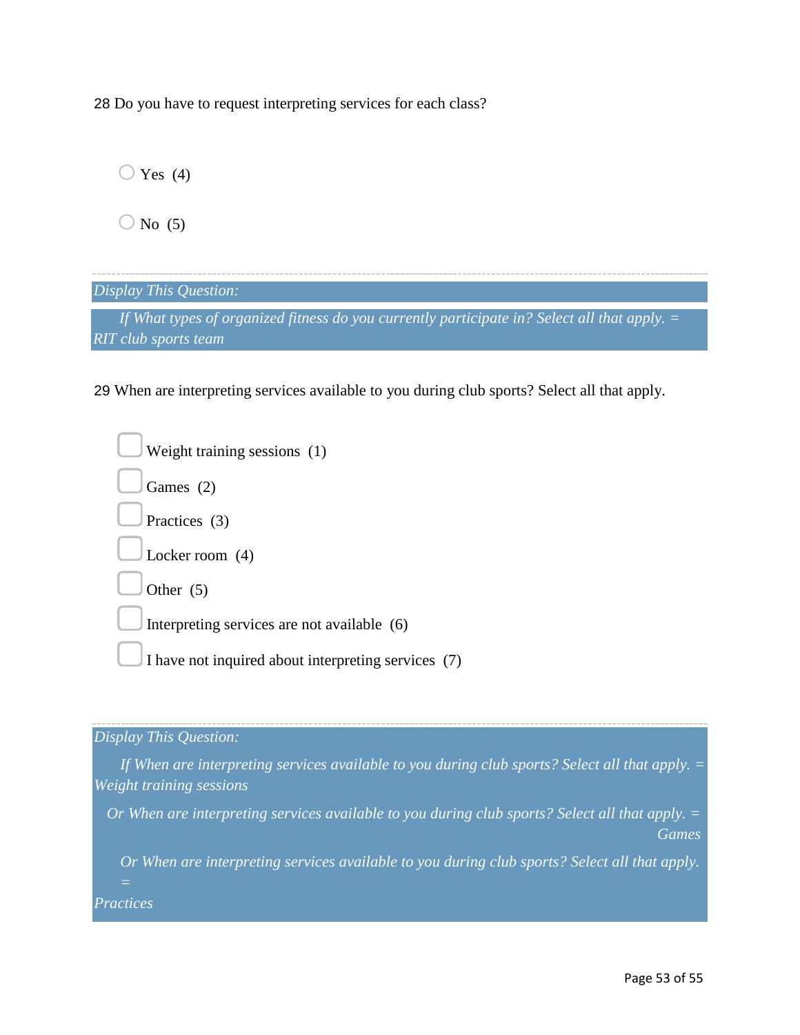28 Do you have to request interpreting services for each class?

- ○ Yes (4)
- ○ No (5)

---

*Display This Question:*

*If What types of organized fitness do you currently participate in? Select all that apply. = RIT club sports team*

29 When are interpreting services available to you during club sports? Select all that apply.

- ▢ Weight training sessions (1)
- ▢ Games (2)
- ▢ Practices (3)
- ▢ Locker room (4)
- ▢ Other (5)
- ▢ Interpreting services are not available (6)
- ▢ I have not inquired about interpreting services (7)

---

*Display This Question:*

*If When are interpreting services available to you during club sports? Select all that apply. = Weight training sessions*

*Or When are interpreting services available to you during club sports? Select all that apply. = Games*

*Or When are interpreting services available to you during club sports? Select all that apply. = Practices*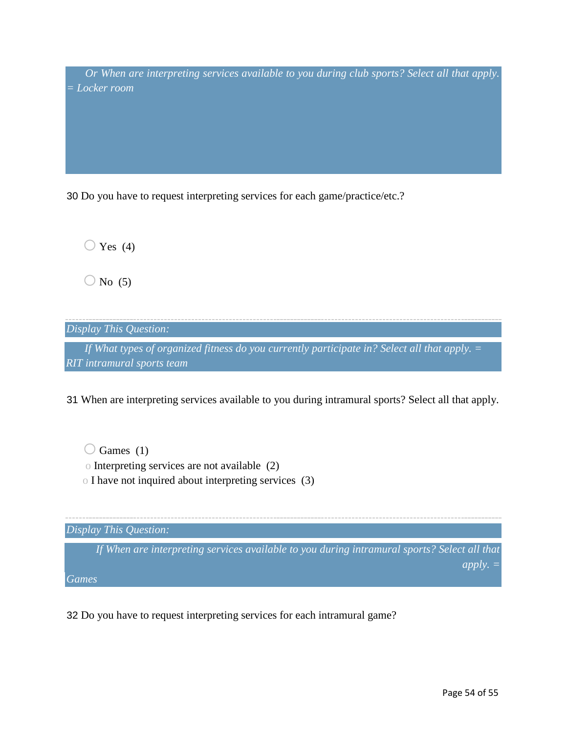*Or When are interpreting services available to you during club sports? Select all that apply. = Locker room*

30 Do you have to request interpreting services for each game/practice/etc.?

- Yes (4)
- No (5)

---

*Display This Question:*

*If What types of organized fitness do you currently participate in? Select all that apply. = RIT intramural sports team*

31 When are interpreting services available to you during intramural sports? Select all that apply.

- Games (1)
- Interpreting services are not available (2)
- I have not inquired about interpreting services (3)

---

*Display This Question:*

*If When are interpreting services available to you during intramural sports? Select all that apply. = Games*

32 Do you have to request interpreting services for each intramural game?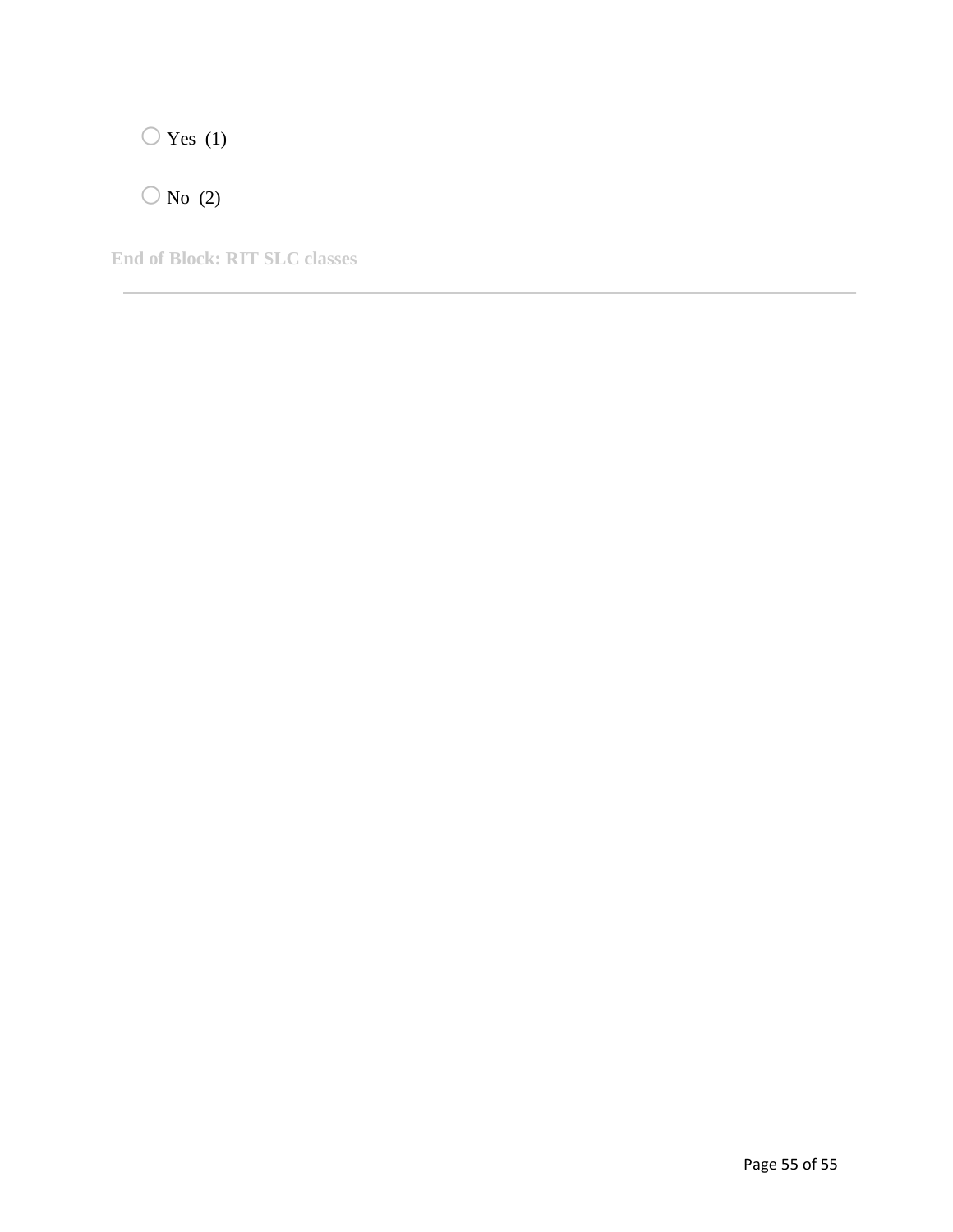○ Yes (1)

○ No (2)

**End of Block: RIT SLC classes**

---